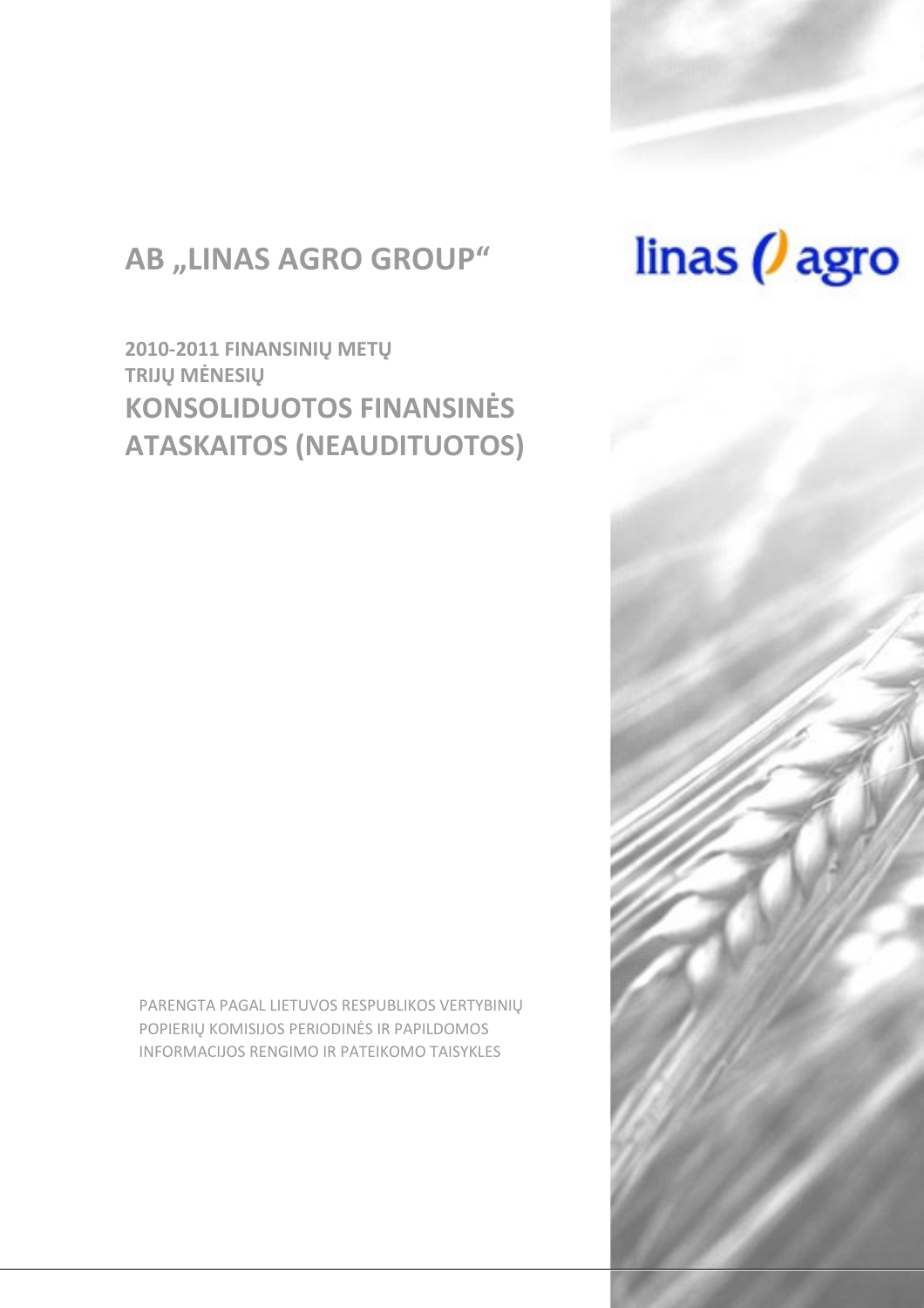# AB „LINAS AGRO GROUP“

linas agro

## 2010-2011 FINANSINIŲ METŲ TRIJŲ MĖNESIŲ KONSOLIDUOTOS FINANSINĖS ATASKAITOS (NEAUDITUOTOS)

PARENGTA PAGAL LIETUVOS RESPUBLIKOS VERTYBINIŲ POPIERIŲ KOMISIJOS PERIODINĖS IR PAPILDOMOS INFORMACIJOS RENGIMO IR PATEIKOMO TAISYKLES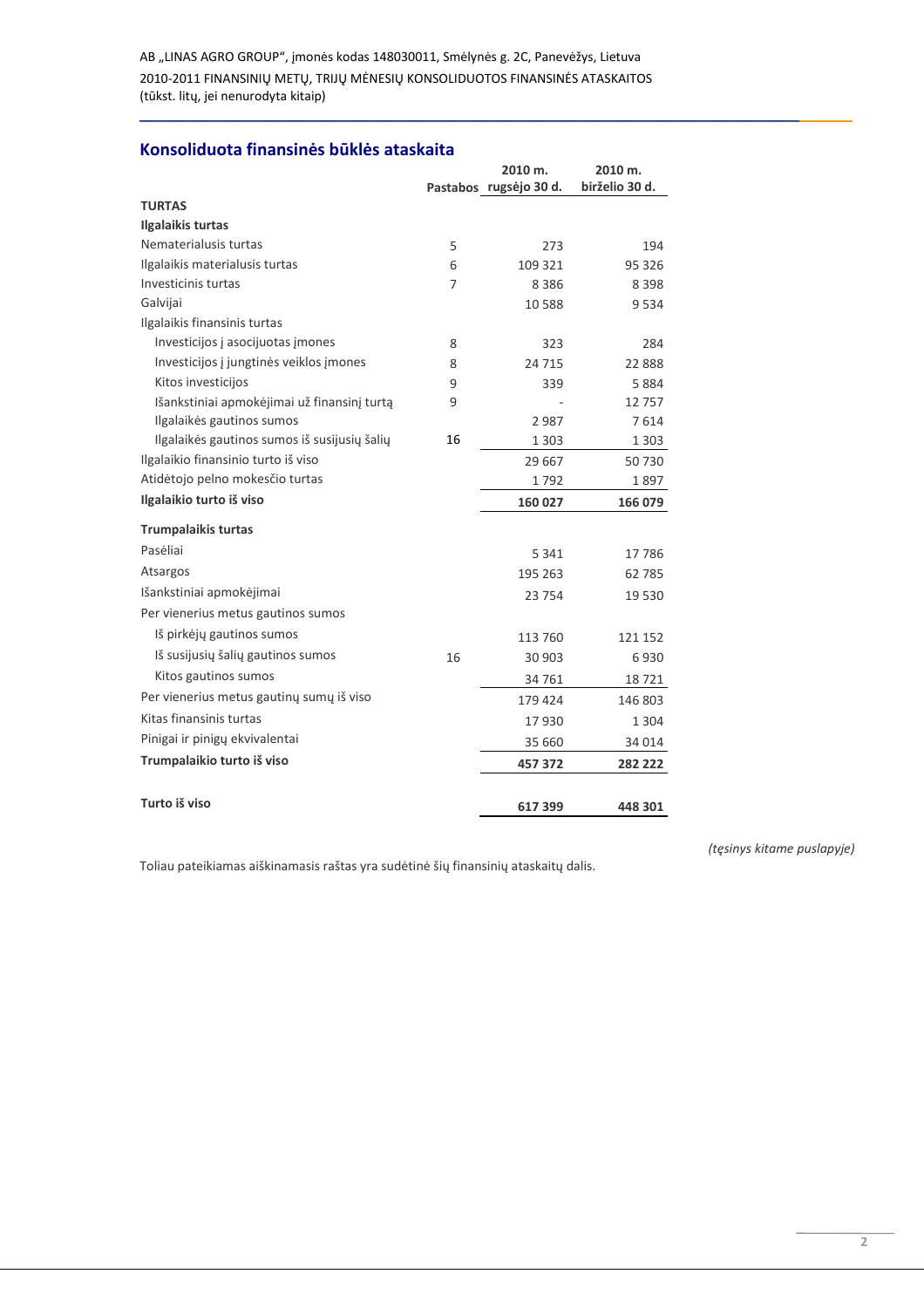AB „LINAS AGRO GROUP", įmonės kodas 148030011, Smėlynės g. 2C, Panevėžys, Lietuva
2010-2011 FINANSINIŲ METŲ, TRIJŲ MĖNESIŲ KONSOLIDUOTOS FINANSINĖS ATASKAITOS
(tūkst. litų, jei nenurodyta kitaip)

## Konsoliduota finansinės būklės ataskaita

| | Pastabos | 2010 m. rugsėjo 30 d. | 2010 m. birželio 30 d. |
|---|---|---|---|
| **TURTAS** | | | |
| **Ilgalaikis turtas** | | | |
| Nematerialusis turtas | 5 | 273 | 194 |
| Ilgalaikis materialusis turtas | 6 | 109 321 | 95 326 |
| Investicinis turtas | 7 | 8 386 | 8 398 |
| Galvijai | | 10 588 | 9 534 |
| Ilgalaikis finansinis turtas | | | |
| Investicijos į asocijuotas įmones | 8 | 323 | 284 |
| Investicijos į jungtinės veiklos įmones | 8 | 24 715 | 22 888 |
| Kitos investicijos | 9 | 339 | 5 884 |
| Išankstiniai apmokėjimai už finansinį turtą | 9 | - | 12 757 |
| Ilgalaikės gautinos sumos | | 2 987 | 7 614 |
| Ilgalaikės gautinos sumos iš susijusių šalių | 16 | 1 303 | 1 303 |
| Ilgalaikio finansinio turto iš viso | | 29 667 | 50 730 |
| Atidėtojo pelno mokesčio turtas | | 1 792 | 1 897 |
| **Ilgalaikio turto iš viso** | | **160 027** | **166 079** |
| **Trumpalaikis turtas** | | | |
| Pasėliai | | 5 341 | 17 786 |
| Atsargos | | 195 263 | 62 785 |
| Išankstiniai apmokėjimai | | 23 754 | 19 530 |
| Per vienerius metus gautinos sumos | | | |
| Iš pirkėjų gautinos sumos | | 113 760 | 121 152 |
| Iš susijusių šalių gautinos sumos | 16 | 30 903 | 6 930 |
| Kitos gautinos sumos | | 34 761 | 18 721 |
| Per vienerius metus gautinų sumų iš viso | | 179 424 | 146 803 |
| Kitas finansinis turtas | | 17 930 | 1 304 |
| Pinigai ir pinigų ekvivalentai | | 35 660 | 34 014 |
| **Trumpalaikio turto iš viso** | | **457 372** | **282 222** |
| **Turto iš viso** | | **617 399** | **448 301** |

*(tęsinys kitame puslapyje)*

Toliau pateikiamas aiškinamasis raštas yra sudėtinė šių finansinių ataskaitų dalis.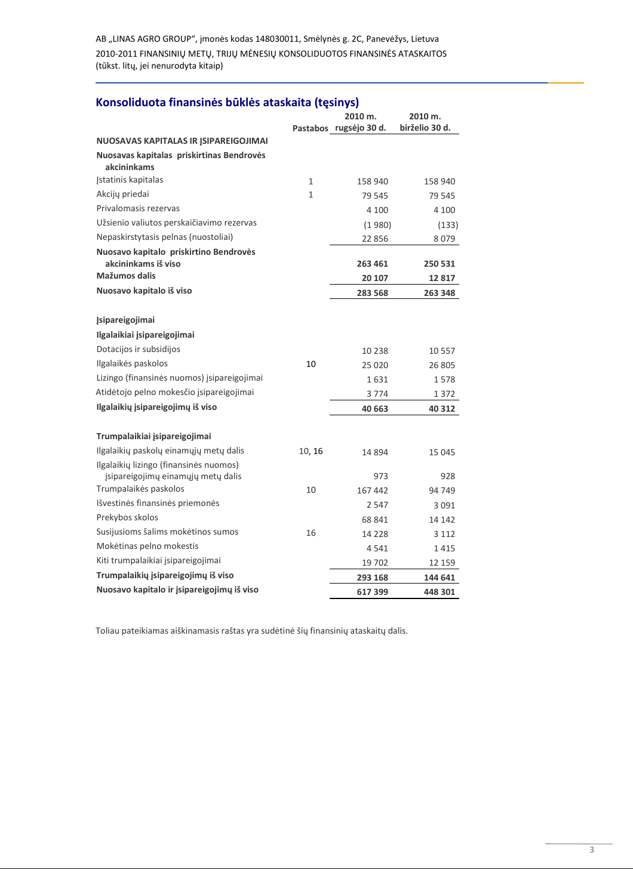## Konsoliduota finansinės būklės ataskaita (tęsinys)

| | Pastabos | 2010 m. rugsėjo 30 d. | 2010 m. birželio 30 d. |
|---|---|---|---|
| **NUOSAVAS KAPITALAS IR ĮSIPAREIGOJIMAI** | | | |
| **Nuosavas kapitalas priskirtinas Bendrovės akcininkams** | | | |
| Įstatinis kapitalas | 1 | 158 940 | 158 940 |
| Akcijų priedai | 1 | 79 545 | 79 545 |
| Privalomasis rezervas | | 4 100 | 4 100 |
| Užsienio valiutos perskaičiavimo rezervas | | (1 980) | (133) |
| Nepaskirstytasis pelnas (nuostoliai) | | 22 856 | 8 079 |
| **Nuosavo kapitalo priskirtino Bendrovės akcininkams iš viso** | | **263 461** | **250 531** |
| **Mažumos dalis** | | **20 107** | **12 817** |
| **Nuosavo kapitalo iš viso** | | **283 568** | **263 348** |
| | | | |
| **Įsipareigojimai** | | | |
| **Ilgalaikiai įsipareigojimai** | | | |
| Dotacijos ir subsidijos | | 10 238 | 10 557 |
| Ilgalaikės paskolos | 10 | 25 020 | 26 805 |
| Lizingo (finansinės nuomos) įsipareigojimai | | 1 631 | 1 578 |
| Atidėtojo pelno mokesčio įsipareigojimai | | 3 774 | 1 372 |
| **Ilgalaikių įsipareigojimų iš viso** | | **40 663** | **40 312** |
| | | | |
| **Trumpalaikiai įsipareigojimai** | | | |
| Ilgalaikių paskolų einamųjų metų dalis | 10, 16 | 14 894 | 15 045 |
| Ilgalaikių lizingo (finansinės nuomos) įsipareigojimų einamųjų metų dalis | | 973 | 928 |
| Trumpalaikės paskolos | 10 | 167 442 | 94 749 |
| Išvestinės finansinės priemonės | | 2 547 | 3 091 |
| Prekybos skolos | | 68 841 | 14 142 |
| Susijusioms šalims mokėtinos sumos | 16 | 14 228 | 3 112 |
| Mokėtinas pelno mokestis | | 4 541 | 1 415 |
| Kiti trumpalaikiai įsipareigojimai | | 19 702 | 12 159 |
| **Trumpalaikių įsipareigojimų iš viso** | | **293 168** | **144 641** |
| **Nuosavo kapitalo ir įsipareigojimų iš viso** | | **617 399** | **448 301** |

Toliau pateikiamas aiškinamasis raštas yra sudėtinė šių finansinių ataskaitų dalis.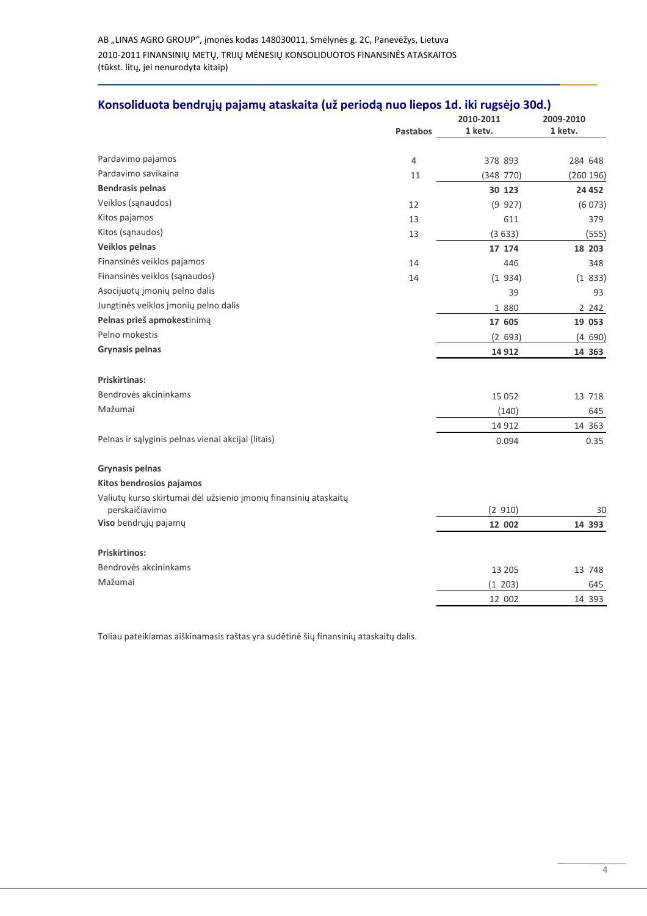AB „LINAS AGRO GROUP“, įmonės kodas 148030011, Smėlynės g. 2C, Panevėžys, Lietuva
2010-2011 FINANSINIŲ METŲ, TRIJŲ MĖNESIŲ KONSOLIDUOTOS FINANSINĖS ATASKAITOS
(tūkst. litų, jei nenurodyta kitaip)

## Konsoliduota bendrųjų pajamų ataskaita (už periodą nuo liepos 1d. iki rugsėjo 30d.)

| | Pastabos | 2010-2011 1 ketv. | 2009-2010 1 ketv. |
|---|---|---|---|
| Pardavimo pajamos | 4 | 378 893 | 284 648 |
| Pardavimo savikaina | 11 | (348 770) | (260 196) |
| **Bendrasis pelnas** | | **30 123** | **24 452** |
| Veiklos (sąnaudos) | 12 | (9 927) | (6 073) |
| Kitos pajamos | 13 | 611 | 379 |
| Kitos (sąnaudos) | 13 | (3 633) | (555) |
| **Veiklos pelnas** | | **17 174** | **18 203** |
| Finansinės veiklos pajamos | 14 | 446 | 348 |
| Finansinės veiklos (sąnaudos) | 14 | (1 934) | (1 833) |
| Asocijuotų įmonių pelno dalis | | 39 | 93 |
| Jungtinės veiklos įmonių pelno dalis | | 1 880 | 2 242 |
| **Pelnas prieš apmokest**inimą | | **17 605** | **19 053** |
| Pelno mokestis | | (2 693) | (4 690) |
| **Grynasis pelnas** | | **14 912** | **14 363** |
| | | | |
| **Priskirtinas:** | | | |
| Bendrovės akcininkams | | 15 052 | 13 718 |
| Mažumai | | (140) | 645 |
| | | 14 912 | 14 363 |
| Pelnas ir sąlyginis pelnas vienai akcijai (litais) | | 0.094 | 0.35 |
| | | | |
| **Grynasis pelnas** | | | |
| **Kitos bendrosios pajamos** | | | |
| Valiutų kurso skirtumai dėl užsienio įmonių finansinių ataskaitų perskaičiavimo | | (2 910) | 30 |
| **Viso** bendrųjų pajamų | | **12 002** | **14 393** |
| | | | |
| **Priskirtinos:** | | | |
| Bendrovės akcininkams | | 13 205 | 13 748 |
| Mažumai | | (1 203) | 645 |
| | | 12 002 | 14 393 |

Toliau pateikiamas aiškinamasis raštas yra sudėtinė šių finansinių ataskaitų dalis.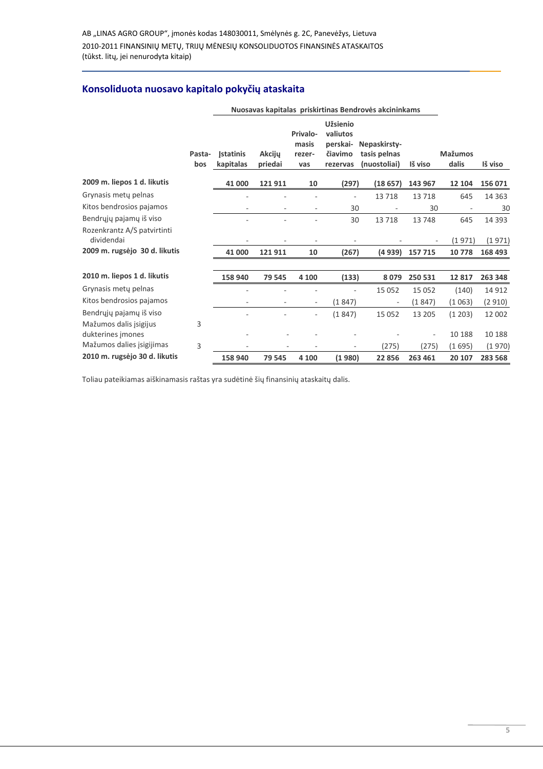AB „LINAS AGRO GROUP“, įmonės kodas 148030011, Smėlynės g. 2C, Panevėžys, Lietuva
2010-2011 FINANSINIŲ METŲ, TRIJŲ MĖNESIŲ KONSOLIDUOTOS FINANSINĖS ATASKAITOS
(tūkst. litų, jei nenurodyta kitaip)

## Konsoliduota nuosavo kapitalo pokyčių ataskaita

| | | Nuosavas kapitalas priskirtinas Bendrovės akcininkams | | | | | | | |
|---|---|---|---|---|---|---|---|---|---|
| | Pastabos | Įstatinis kapitalas | Akcijų priedai | Privalomasis rezervas | Užsienio valiutos perskaičiavimo rezervas | Nepaskirstytasis pelnas (nuostoliai) | Iš viso | Mažumos dalis | Iš viso |
| **2009 m. liepos 1 d. likutis** | | **41 000** | **121 911** | **10** | **(297)** | **(18 657)** | **143 967** | **12 104** | **156 071** |
| Grynasis metų pelnas | | - | - | - | - | 13 718 | 13 718 | 645 | 14 363 |
| Kitos bendrosios pajamos | | - | - | - | 30 | - | 30 | - | 30 |
| Bendrųjų pajamų iš viso | | - | - | - | 30 | 13 718 | 13 748 | 645 | 14 393 |
| Rozenkrantz A/S patvirtinti dividendai | | - | - | - | - | - | - | (1 971) | (1 971) |
| **2009 m. rugsėjo 30 d. likutis** | | **41 000** | **121 911** | **10** | **(267)** | **(4 939)** | **157 715** | **10 778** | **168 493** |
| | | | | | | | | | |
| **2010 m. liepos 1 d. likutis** | | **158 940** | **79 545** | **4 100** | **(133)** | **8 079** | **250 531** | **12 817** | **263 348** |
| Grynasis metų pelnas | | - | - | - | - | 15 052 | 15 052 | (140) | 14 912 |
| Kitos bendrosios pajamos | | - | - | - | (1 847) | - | (1 847) | (1 063) | (2 910) |
| Bendrųjų pajamų iš viso | | - | - | - | (1 847) | 15 052 | 13 205 | (1 203) | 12 002 |
| Mažumos dalis įsigijus dukterines įmones | 3 | - | - | - | - | - | - | 10 188 | 10 188 |
| Mažumos dalies įsigijimas | 3 | - | - | - | - | (275) | (275) | (1 695) | (1 970) |
| **2010 m. rugsėjo 30 d. likutis** | | **158 940** | **79 545** | **4 100** | **(1 980)** | **22 856** | **263 461** | **20 107** | **283 568** |

Toliau pateikiamas aiškinamasis raštas yra sudėtinė šių finansinių ataskaitų dalis.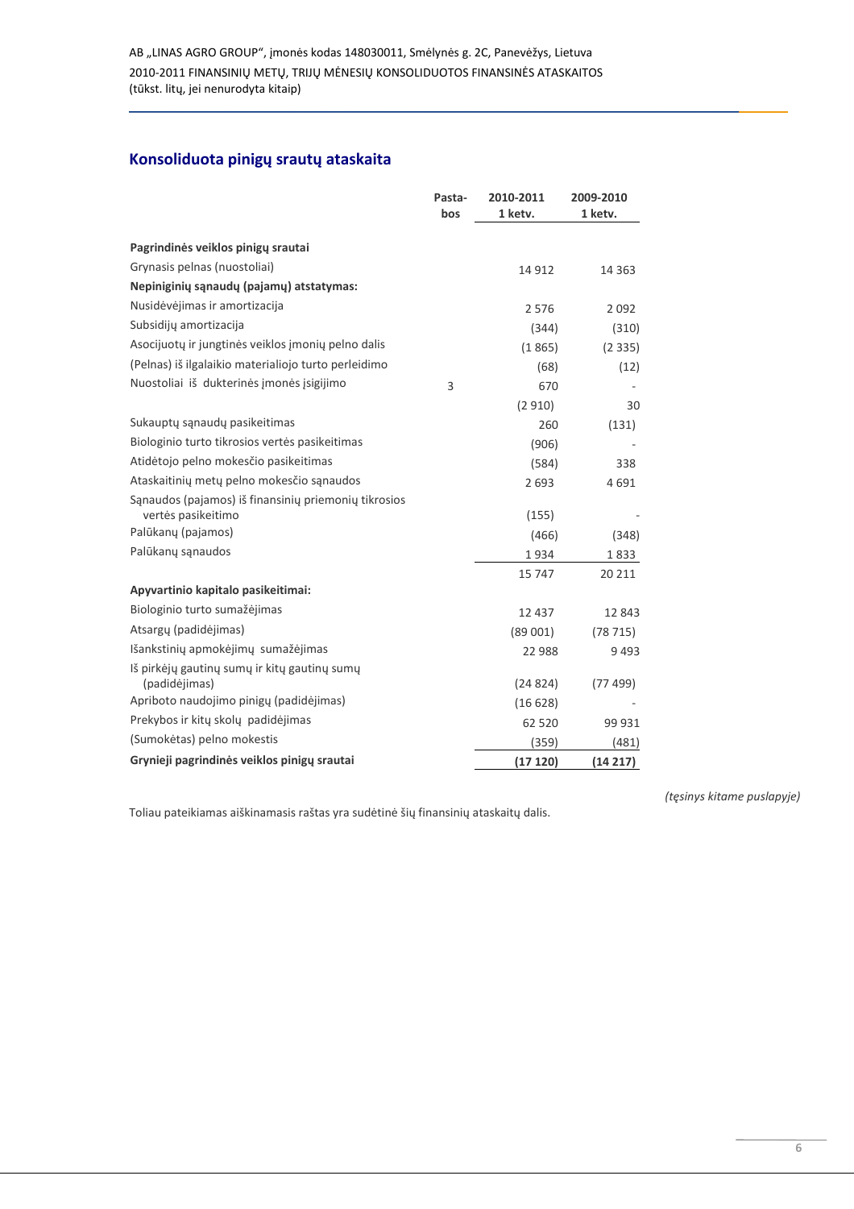AB „LINAS AGRO GROUP“, įmonės kodas 148030011, Smėlynės g. 2C, Panevėžys, Lietuva
2010-2011 FINANSINIŲ METŲ, TRIJŲ MĖNESIŲ KONSOLIDUOTOS FINANSINĖS ATASKAITOS
(tūkst. litų, jei nenurodyta kitaip)

## Konsoliduota pinigų srautų ataskaita

| | Pastabos | 2010-2011 1 ketv. | 2009-2010 1 ketv. |
|---|---|---|---|
| **Pagrindinės veiklos pinigų srautai** | | | |
| Grynasis pelnas (nuostoliai) | | 14 912 | 14 363 |
| **Nepiniginių sąnaudų (pajamų) atstatymas:** | | | |
| Nusidėvėjimas ir amortizacija | | 2 576 | 2 092 |
| Subsidijų amortizacija | | (344) | (310) |
| Asocijuotų ir jungtinės veiklos įmonių pelno dalis | | (1 865) | (2 335) |
| (Pelnas) iš ilgalaikio materialiojo turto perleidimo | | (68) | (12) |
| Nuostoliai iš dukterinės įmonės įsigijimo | 3 | 670 | - |
| | | (2 910) | 30 |
| Sukauptų sąnaudų pasikeitimas | | 260 | (131) |
| Biologinio turto tikrosios vertės pasikeitimas | | (906) | - |
| Atidėtojo pelno mokesčio pasikeitimas | | (584) | 338 |
| Ataskaitinių metų pelno mokesčio sąnaudos | | 2 693 | 4 691 |
| Sąnaudos (pajamos) iš finansinių priemonių tikrosios vertės pasikeitimo | | (155) | - |
| Palūkanų (pajamos) | | (466) | (348) |
| Palūkanų sąnaudos | | 1 934 | 1 833 |
| | | 15 747 | 20 211 |
| **Apyvartinio kapitalo pasikeitimai:** | | | |
| Biologinio turto sumažėjimas | | 12 437 | 12 843 |
| Atsargų (padidėjimas) | | (89 001) | (78 715) |
| Išankstinių apmokėjimų sumažėjimas | | 22 988 | 9 493 |
| Iš pirkėjų gautinų sumų ir kitų gautinų sumų (padidėjimas) | | (24 824) | (77 499) |
| Apriboto naudojimo pinigų (padidėjimas) | | (16 628) | - |
| Prekybos ir kitų skolų padidėjimas | | 62 520 | 99 931 |
| (Sumokėtas) pelno mokestis | | (359) | (481) |
| **Grynieji pagrindinės veiklos pinigų srautai** | | **(17 120)** | **(14 217)** |

*(tęsinys kitame puslapyje)*

Toliau pateikiamas aiškinamasis raštas yra sudėtinė šių finansinių ataskaitų dalis.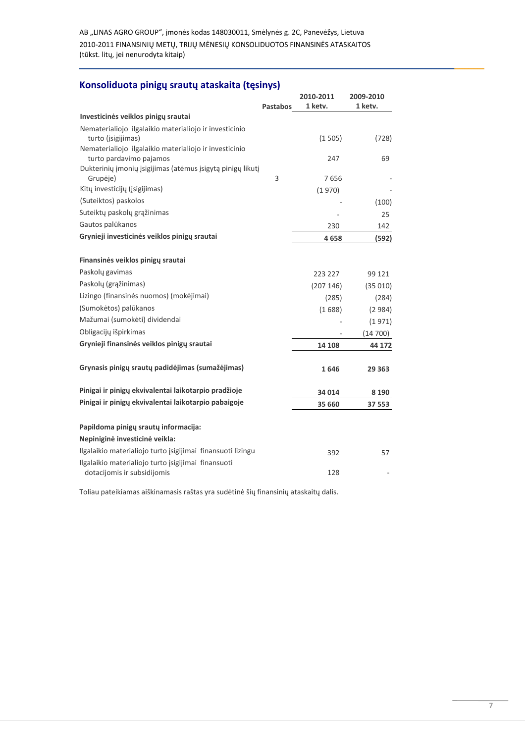## Konsoliduota pinigų srautų ataskaita (tęsinys)

| | Pastabos | 2010-2011 1 ketv. | 2009-2010 1 ketv. |
|---|---|---|---|
| **Investicinės veiklos pinigų srautai** | | | |
| Nematerialiojo ilgalaikio materialiojo ir investicinio turto (įsigijimas) | | (1 505) | (728) |
| Nematerialiojo ilgalaikio materialiojo ir investicinio turto pardavimo pajamos | | 247 | 69 |
| Dukterinių įmonių įsigijimas (atėmus įsigytą pinigų likutį Grupėje) | 3 | 7 656 | - |
| Kitų investicijų (įsigijimas) | | (1 970) | - |
| (Suteiktos) paskolos | | - | (100) |
| Suteiktų paskolų grąžinimas | | - | 25 |
| Gautos palūkanos | | 230 | 142 |
| **Grynieji investicinės veiklos pinigų srautai** | | **4 658** | **(592)** |
| | | | |
| **Finansinės veiklos pinigų srautai** | | | |
| Paskolų gavimas | | 223 227 | 99 121 |
| Paskolų (grąžinimas) | | (207 146) | (35 010) |
| Lizingo (finansinės nuomos) (mokėjimai) | | (285) | (284) |
| (Sumokėtos) palūkanos | | (1 688) | (2 984) |
| Mažumai (sumokėti) dividendai | | - | (1 971) |
| Obligacijų išpirkimas | | - | (14 700) |
| **Grynieji finansinės veiklos pinigų srautai** | | **14 108** | **44 172** |
| | | | |
| **Grynasis pinigų srautų padidėjimas (sumažėjimas)** | | **1 646** | **29 363** |
| | | | |
| **Pinigai ir pinigų ekvivalentai laikotarpio pradžioje** | | **34 014** | **8 190** |
| **Pinigai ir pinigų ekvivalentai laikotarpio pabaigoje** | | **35 660** | **37 553** |
| | | | |
| **Papildoma pinigų srautų informacija:** | | | |
| **Nepiniginė investicinė veikla:** | | | |
| Ilgalaikio materialiojo turto įsigijimai finansuoti lizingu | | 392 | 57 |
| Ilgalaikio materialiojo turto įsigijimai finansuoti dotacijomis ir subsidijomis | | 128 | - |

Toliau pateikiamas aiškinamasis raštas yra sudėtinė šių finansinių ataskaitų dalis.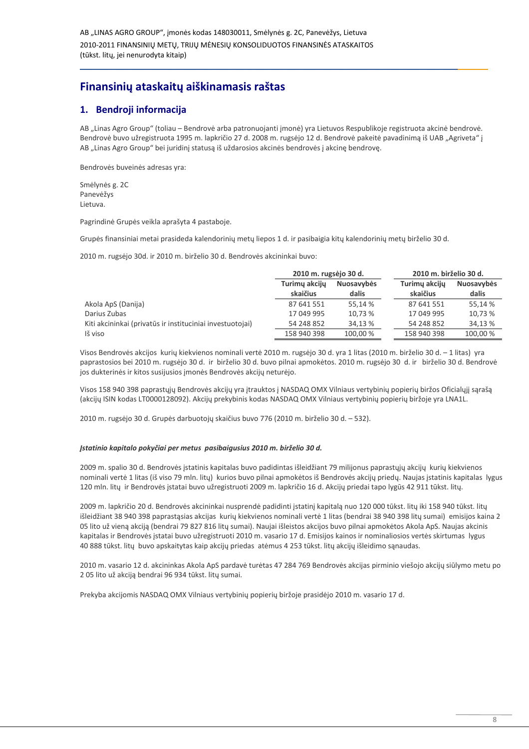# Finansinių ataskaitų aiškinamasis raštas

## 1. Bendroji informacija

AB „Linas Agro Group“ (toliau – Bendrovė arba patronuojanti įmonė) yra Lietuvos Respublikoje registruota akcinė bendrovė. Bendrovė buvo užregistruota 1995 m. lapkričio 27 d. 2008 m. rugsėjo 12 d. Bendrovė pakeitė pavadinimą iš UAB „Agriveta“ į AB „Linas Agro Group“ bei juridinį statusą iš uždarosios akcinės bendrovės į akcinę bendrovę.

Bendrovės buveinės adresas yra:

Smėlynės g. 2C
Panevėžys
Lietuva.

Pagrindinė Grupės veikla aprašyta 4 pastaboje.

Grupės finansiniai metai prasideda kalendorinių metų liepos 1 d. ir pasibaigia kitų kalendorinių metų birželio 30 d.

2010 m. rugsėjo 30d. ir 2010 m. birželio 30 d. Bendrovės akcininkai buvo:

| | 2010 m. rugsėjo 30 d. | | 2010 m. birželio 30 d. | |
|---|---|---|---|---|
| | Turimų akcijų skaičius | Nuosavybės dalis | Turimų akcijų skaičius | Nuosavybės dalis |
| Akola ApS (Danija) | 87 641 551 | 55,14 % | 87 641 551 | 55,14 % |
| Darius Zubas | 17 049 995 | 10,73 % | 17 049 995 | 10,73 % |
| Kiti akcininkai (privatūs ir instituciniai investuotojai) | 54 248 852 | 34,13 % | 54 248 852 | 34,13 % |
| Iš viso | 158 940 398 | 100,00 % | 158 940 398 | 100,00 % |

Visos Bendrovės akcijos kurių kiekvienos nominali vertė 2010 m. rugsėjo 30 d. yra 1 litas (2010 m. birželio 30 d. – 1 litas) yra paprastosios bei 2010 m. rugsėjo 30 d. ir birželio 30 d. buvo pilnai apmokėtos. 2010 m. rugsėjo 30 d. ir birželio 30 d. Bendrovė jos dukterinės ir kitos susijusios įmonės Bendrovės akcijų neturėjo.

Visos 158 940 398 paprastųjų Bendrovės akcijų yra įtrauktos į NASDAQ OMX Vilniaus vertybinių popierių biržos Oficialųjį sąrašą (akcijų ISIN kodas LT0000128092). Akcijų prekybinis kodas NASDAQ OMX Vilniaus vertybinių popierių biržoje yra LNA1L.

2010 m. rugsėjo 30 d. Grupės darbuotojų skaičius buvo 776 (2010 m. birželio 30 d. – 532).

***Įstatinio kapitalo pokyčiai per metus pasibaigusius 2010 m. birželio 30 d.***

2009 m. spalio 30 d. Bendrovės įstatinis kapitalas buvo padidintas išleidžiant 79 milijonus paprastųjų akcijų kurių kiekvienos nominali vertė 1 litas (iš viso 79 mln. litų) kurios buvo pilnai apmokėtos iš Bendrovės akcijų priedų. Naujas įstatinis kapitalas lygus 120 mln. litų ir Bendrovės įstatai buvo užregistruoti 2009 m. lapkričio 16 d. Akcijų priedai tapo lygūs 42 911 tūkst. litų.

2009 m. lapkričio 20 d. Bendrovės akcininkai nusprendė padidinti įstatinį kapitalą nuo 120 000 tūkst. litų iki 158 940 tūkst. litų išleidžiant 38 940 398 paprastąsias akcijas kurių kiekvienos nominali vertė 1 litas (bendrai 38 940 398 litų sumai) emisijos kaina 2 05 lito už vieną akciją (bendrai 79 827 816 litų sumai). Naujai išleistos akcijos buvo pilnai apmokėtos Akola ApS. Naujas akcinis kapitalas ir Bendrovės įstatai buvo užregistruoti 2010 m. vasario 17 d. Emisijos kainos ir nominaliosios vertės skirtumas lygus 40 888 tūkst. litų buvo apskaitytas kaip akcijų priedas atėmus 4 253 tūkst. litų akcijų išleidimo sąnaudas.

2010 m. vasario 12 d. akcininkas Akola ApS pardavė turėtas 47 284 769 Bendrovės akcijas pirminio viešojo akcijų siūlymo metu po 2 05 lito už akciją bendrai 96 934 tūkst. litų sumai.

Prekyba akcijomis NASDAQ OMX Vilniaus vertybinių popierių biržoje prasidėjo 2010 m. vasario 17 d.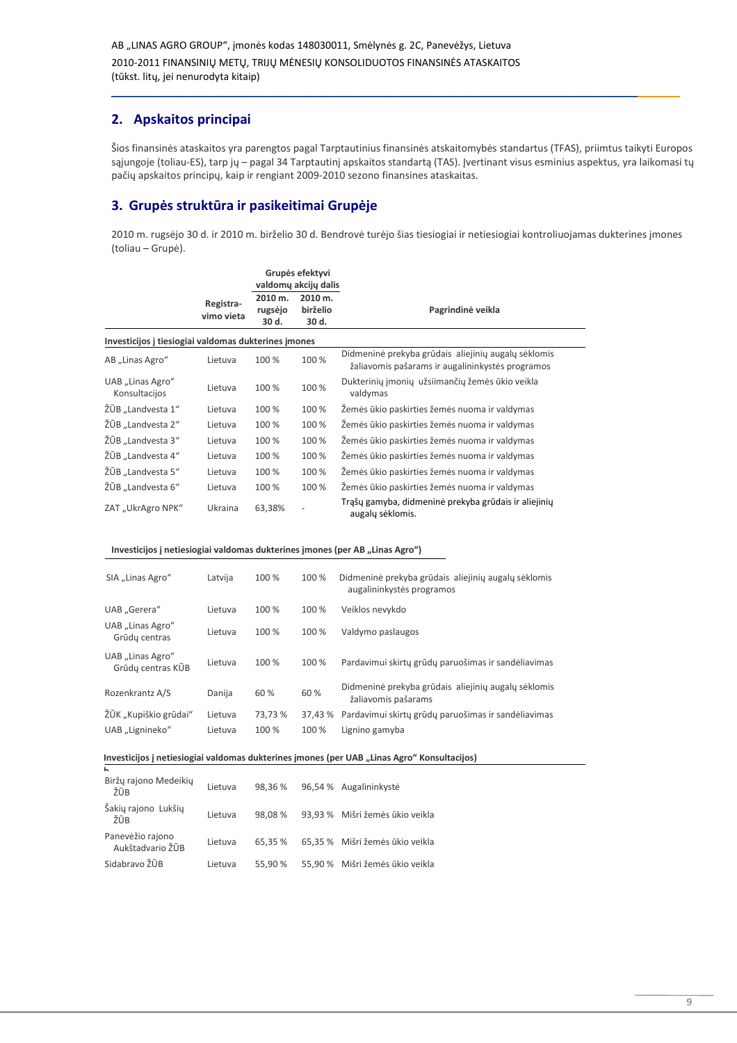## 2. Apskaitos principai

Šios finansinės ataskaitos yra parengtos pagal Tarptautinius finansinės atskaitomybės standartus (TFAS), priimtus taikyti Europos sąjungoje (toliau-ES), tarp jų – pagal 34 Tarptautinį apskaitos standartą (TAS). Įvertinant visus esminius aspektus, yra laikomasi tų pačių apskaitos principų, kaip ir rengiant 2009-2010 sezono finansines ataskaitas.

## 3. Grupės struktūra ir pasikeitimai Grupėje

2010 m. rugsėjo 30 d. ir 2010 m. birželio 30 d. Bendrovė turėjo šias tiesiogiai ir netiesiogiai kontroliuojamas dukterines įmones (toliau – Grupė).

| | Registra-vimo vieta | Grupės efektyvi valdomų akcijų dalis | | Pagrindinė veikla |
|---|---|---|---|---|
| | | 2010 m. rugsėjo 30 d. | 2010 m. birželio 30 d. | |
| **Investicijos į tiesiogiai valdomas dukterines įmones** | | | | |
| AB „Linas Agro" | Lietuva | 100 % | 100 % | Didmeninė prekyba grūdais aliejinių augalų sėklomis žaliavomis pašarams ir augalininkystės programos |
| UAB „Linas Agro" Konsultacijos | Lietuva | 100 % | 100 % | Dukterinių įmonių užsiimančių žemės ūkio veikla valdymas |
| ŽŪB „Landvesta 1" | Lietuva | 100 % | 100 % | Žemės ūkio paskirties žemės nuoma ir valdymas |
| ŽŪB „Landvesta 2" | Lietuva | 100 % | 100 % | Žemės ūkio paskirties žemės nuoma ir valdymas |
| ŽŪB „Landvesta 3" | Lietuva | 100 % | 100 % | Žemės ūkio paskirties žemės nuoma ir valdymas |
| ŽŪB „Landvesta 4" | Lietuva | 100 % | 100 % | Žemės ūkio paskirties žemės nuoma ir valdymas |
| ŽŪB „Landvesta 5" | Lietuva | 100 % | 100 % | Žemės ūkio paskirties žemės nuoma ir valdymas |
| ŽŪB „Landvesta 6" | Lietuva | 100 % | 100 % | Žemės ūkio paskirties žemės nuoma ir valdymas |
| ZAT „UkrAgro NPK" | Ukraina | 63,38% | - | Trąšų gamyba, didmeninė prekyba grūdais ir aliejinių augalų sėklomis. |
| **Investicijos į netiesiogiai valdomas dukterines įmones (per AB „Linas Agro")** | | | | |
| SIA „Linas Agro" | Latvija | 100 % | 100 % | Didmeninė prekyba grūdais aliejinių augalų sėklomis augalininkystės programos |
| UAB „Gerera" | Lietuva | 100 % | 100 % | Veiklos nevykdo |
| UAB „Linas Agro" Grūdų centras | Lietuva | 100 % | 100 % | Valdymo paslaugos |
| UAB „Linas Agro" Grūdų centras KŪB | Lietuva | 100 % | 100 % | Pardavimui skirtų grūdų paruošimas ir sandėliavimas |
| Rozenkrantz A/S | Danija | 60 % | 60 % | Didmeninė prekyba grūdais aliejinių augalų sėklomis žaliavomis pašarams |
| ŽŪK „Kupiškio grūdai" | Lietuva | 73,73 % | 37,43 % | Pardavimui skirtų grūdų paruošimas ir sandėliavimas |
| UAB „Lignineko" | Lietuva | 100 % | 100 % | Lignino gamyba |
| **Investicijos į netiesiogiai valdomas dukterines įmones (per UAB „Linas Agro" Konsultacijos)** | | | | |
| Biržų rajono Medeikių ŽŪB | Lietuva | 98,36 % | 96,54 % | Augalininkystė |
| Šakių rajono Lukšių ŽŪB | Lietuva | 98,08 % | 93,93 % | Mišri žemės ūkio veikla |
| Panevėžio rajono Aukštadvario ŽŪB | Lietuva | 65,35 % | 65,35 % | Mišri žemės ūkio veikla |
| Sidabravo ŽŪB | Lietuva | 55,90 % | 55,90 % | Mišri žemės ūkio veikla |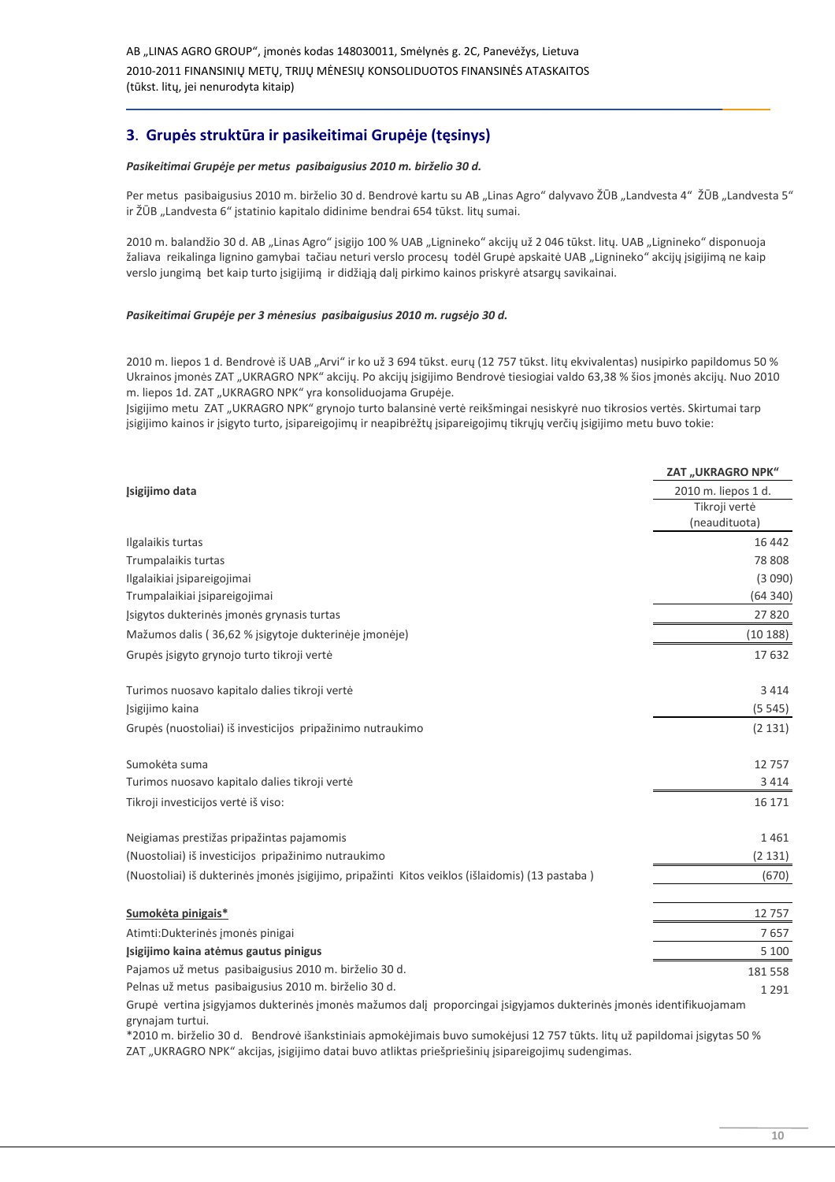## 3. Grupės struktūra ir pasikeitimai Grupėje (tęsinys)

***Pasikeitimai Grupėje per metus pasibaigusius 2010 m. birželio 30 d.***

Per metus pasibaigusius 2010 m. birželio 30 d. Bendrovė kartu su AB „Linas Agro" dalyvavo ŽŪB „Landvesta 4" ŽŪB „Landvesta 5" ir ŽŪB „Landvesta 6" įstatinio kapitalo didinime bendrai 654 tūkst. litų sumai.

2010 m. balandžio 30 d. AB „Linas Agro" įsigijo 100 % UAB „Lignineko" akcijų už 2 046 tūkst. litų. UAB „Lignineko" disponuoja žaliava reikalinga lignino gamybai tačiau neturi verslo procesų todėl Grupė apskaitė UAB „Lignineko" akcijų įsigijimą ne kaip verslo jungimą bet kaip turto įsigijimą ir didžiąją dalį pirkimo kainos priskyrė atsargų savikainai.

***Pasikeitimai Grupėje per 3 mėnesius pasibaigusius 2010 m. rugsėjo 30 d.***

2010 m. liepos 1 d. Bendrovė iš UAB „Arvi" ir ko už 3 694 tūkst. eurų (12 757 tūkst. litų ekvivalentas) nusipirko papildomus 50 % Ukrainos įmonės ZAT „UKRAGRO NPK" akcijų. Po akcijų įsigijimo Bendrovė tiesiogiai valdo 63,38 % šios įmonės akcijų. Nuo 2010 m. liepos 1d. ZAT „UKRAGRO NPK" yra konsoliduojama Grupėje.
Įsigijimo metu ZAT „UKRAGRO NPK" grynojo turto balansinė vertė reikšmingai nesiskyrė nuo tikrosios vertės. Skirtumai tarp įsigijimo kainos ir įsigyto turto, įsipareigojimų ir neapibrėžtų įsipareigojimų tikrųjų verčių įsigijimo metu buvo tokie:

| | ZAT „UKRAGRO NPK" |
|---|---|
| **Įsigijimo data** | 2010 m. liepos 1 d. |
| | Tikroji vertė (neaudituota) |
| Ilgalaikis turtas | 16 442 |
| Trumpalaikis turtas | 78 808 |
| Ilgalaikiai įsipareigojimai | (3 090) |
| Trumpalaikiai įsipareigojimai | (64 340) |
| Įsigytos dukterinės įmonės grynasis turtas | 27 820 |
| Mažumos dalis ( 36,62 % įsigytoje dukterinėje įmonėje) | (10 188) |
| Grupės įsigyto grynojo turto tikroji vertė | 17 632 |
| | |
| Turimos nuosavo kapitalo dalies tikroji vertė | 3 414 |
| Įsigijimo kaina | (5 545) |
| Grupės (nuostoliai) iš investicijos pripažinimo nutraukimo | (2 131) |
| | |
| Sumokėta suma | 12 757 |
| Turimos nuosavo kapitalo dalies tikroji vertė | 3 414 |
| Tikroji investicijos vertė iš viso: | 16 171 |
| | |
| Neigiamas prestižas pripažintas pajamomis | 1 461 |
| (Nuostoliai) iš investicijos pripažinimo nutraukimo | (2 131) |
| (Nuostoliai) iš dukterinės įmonės įsigijimo, pripažinti Kitos veiklos (išlaidomis) (13 pastaba ) | (670) |
| | |
| **Sumokėta pinigais*** | 12 757 |
| Atimti:Dukterinės įmonės pinigai | 7 657 |
| **Įsigijimo kaina atėmus gautus pinigus** | 5 100 |
| Pajamos už metus pasibaigusius 2010 m. birželio 30 d. | 181 558 |
| Pelnas už metus pasibaigusius 2010 m. birželio 30 d. | 1 291 |

Grupė vertina įsigyjamos dukterinės įmonės mažumos dalį proporcingai įsigyjamos dukterinės įmonės identifikuojamam grynajam turtui.

*2010 m. birželio 30 d. Bendrovė išankstiniais apmokėjimais buvo sumokėjusi 12 757 tūkts. litų už papildomai įsigytas 50 % ZAT „UKRAGRO NPK" akcijas, įsigijimo datai buvo atliktas priešpriešinių įsipareigojimų sudengimas.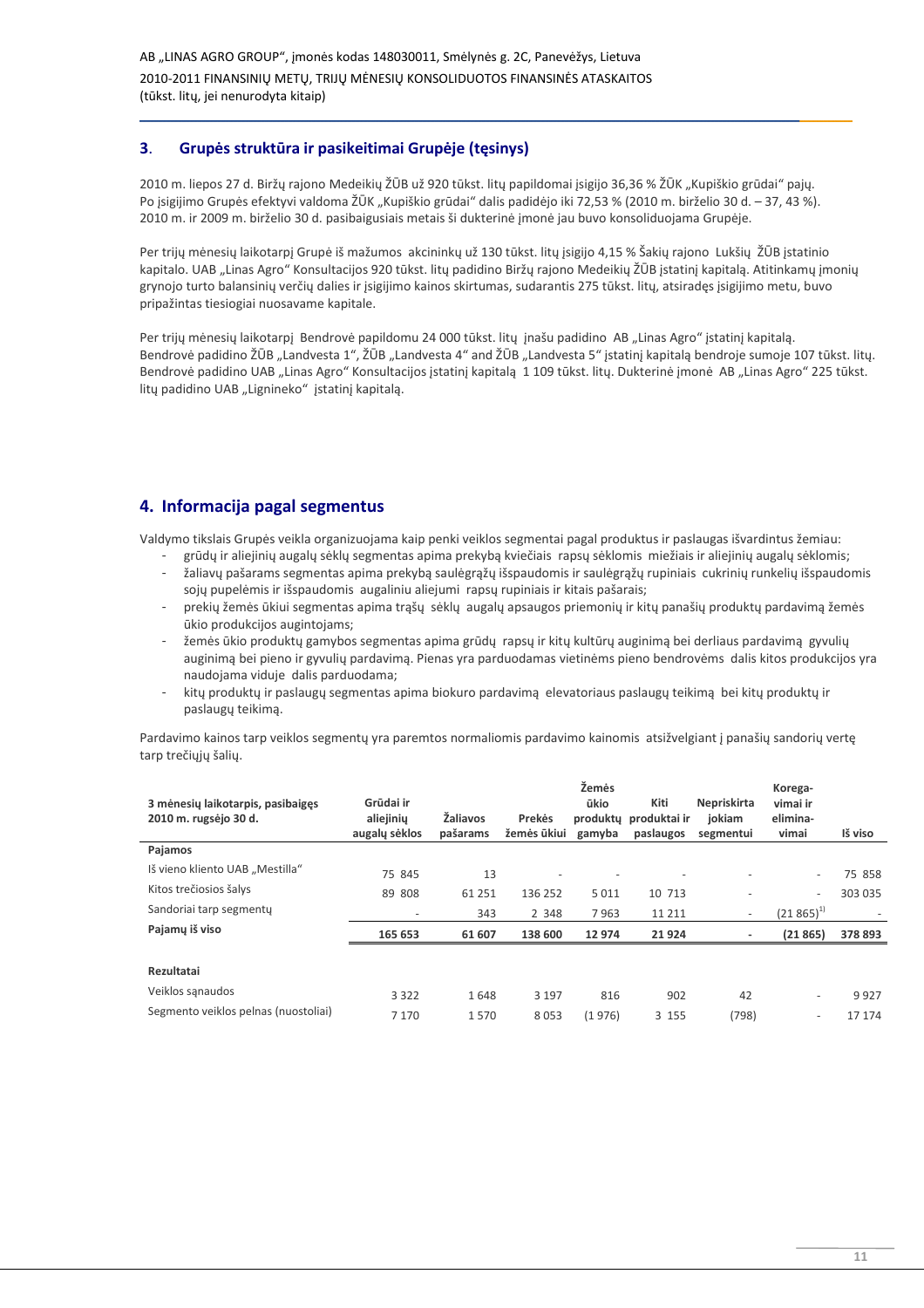## 3. Grupės struktūra ir pasikeitimai Grupėje (tęsinys)

2010 m. liepos 27 d. Biržų rajono Medeikių ŽŪB už 920 tūkst. litų papildomai įsigijo 36,36 % ŽŪK „Kupiškio grūdai“ pajų. Po įsigijimo Grupės efektyvi valdoma ŽŪK „Kupiškio grūdai“ dalis padidėjo iki 72,53 % (2010 m. birželio 30 d. – 37, 43 %). 2010 m. ir 2009 m. birželio 30 d. pasibaigusiais metais ši dukterinė įmonė jau buvo konsoliduojama Grupėje.

Per trijų mėnesių laikotarpį Grupė iš mažumos akcininkų už 130 tūkst. litų įsigijo 4,15 % Šakių rajono Lukšių ŽŪB įstatinio kapitalo. UAB „Linas Agro“ Konsultacijos 920 tūkst. litų padidino Biržų rajono Medeikių ŽŪB įstatinį kapitalą. Atitinkamų įmonių grynojo turto balansinių verčių dalies ir įsigijimo kainos skirtumas, sudarantis 275 tūkst. litų, atsiradęs įsigijimo metu, buvo pripažintas tiesiogiai nuosavame kapitale.

Per trijų mėnesių laikotarpį Bendrovė papildomu 24 000 tūkst. litų įnašu padidino AB „Linas Agro“ įstatinį kapitalą. Bendrovė padidino ŽŪB „Landvesta 1“, ŽŪB „Landvesta 4“ and ŽŪB „Landvesta 5“ įstatinį kapitalą bendroje sumoje 107 tūkst. litų. Bendrovė padidino UAB „Linas Agro“ Konsultacijos įstatinį kapitalą 1 109 tūkst. litų. Dukterinė įmonė AB „Linas Agro“ 225 tūkst. litų padidino UAB „Lignineko“ įstatinį kapitalą.

## 4. Informacija pagal segmentus

Valdymo tikslais Grupės veikla organizuojama kaip penki veiklos segmentai pagal produktus ir paslaugas išvardintus žemiau:

- grūdų ir aliejinių augalų sėklų segmentas apima prekybą kviečiais rapsų sėklomis miežiais ir aliejinių augalų sėklomis;
- žaliavų pašarams segmentas apima prekybą saulėgrąžų išspaudomis ir saulėgrąžų rupiniais cukrinių runkelių išspaudomis sojų pupelėmis ir išspaudomis augaliniu aliejumi rapsų rupiniais ir kitais pašarais;
- prekių žemės ūkiui segmentas apima trąšų sėklų augalų apsaugos priemonių ir kitų panašių produktų pardavimą žemės ūkio produkcijos augintojams;
- žemės ūkio produktų gamybos segmentas apima grūdų rapsų ir kitų kultūrų auginimą bei derliaus pardavimą gyvulių auginimą bei pieno ir gyvulių pardavimą. Pienas yra parduodamas vietinėms pieno bendrovėms dalis kitos produkcijos yra naudojama viduje dalis parduodama;
- kitų produktų ir paslaugų segmentas apima biokuro pardavimą elevatoriaus paslaugų teikimą bei kitų produktų ir paslaugų teikimą.

Pardavimo kainos tarp veiklos segmentų yra paremtos normaliomis pardavimo kainomis atsižvelgiant į panašių sandorių vertę tarp trečiųjų šalių.

| 3 mėnesių laikotarpis, pasibaigęs 2010 m. rugsėjo 30 d. | Grūdai ir aliejinių augalų sėklos | Žaliavos pašarams | Prekės žemės ūkiui | Žemės ūkio produktų gamyba | Kiti produktai ir paslaugos | Nepriskirta jokiam segmentui | Korega-vimai ir elimina-vimai | Iš viso |
|---|---|---|---|---|---|---|---|---|
| **Pajamos** | | | | | | | | |
| Iš vieno kliento UAB „Mestilla“ | 75 845 | 13 | - | - | - | - | - | 75 858 |
| Kitos trečiosios šalys | 89 808 | 61 251 | 136 252 | 5 011 | 10 713 | - | - | 303 035 |
| Sandoriai tarp segmentų | - | 343 | 2 348 | 7 963 | 11 211 | - | (21 865)[1] | - |
| **Pajamų iš viso** | **165 653** | **61 607** | **138 600** | **12 974** | **21 924** | **-** | **(21 865)** | **378 893** |
| | | | | | | | | |
| **Rezultatai** | | | | | | | | |
| Veiklos sąnaudos | 3 322 | 1 648 | 3 197 | 816 | 902 | 42 | - | 9 927 |
| Segmento veiklos pelnas (nuostoliai) | 7 170 | 1 570 | 8 053 | (1 976) | 3 155 | (798) | - | 17 174 |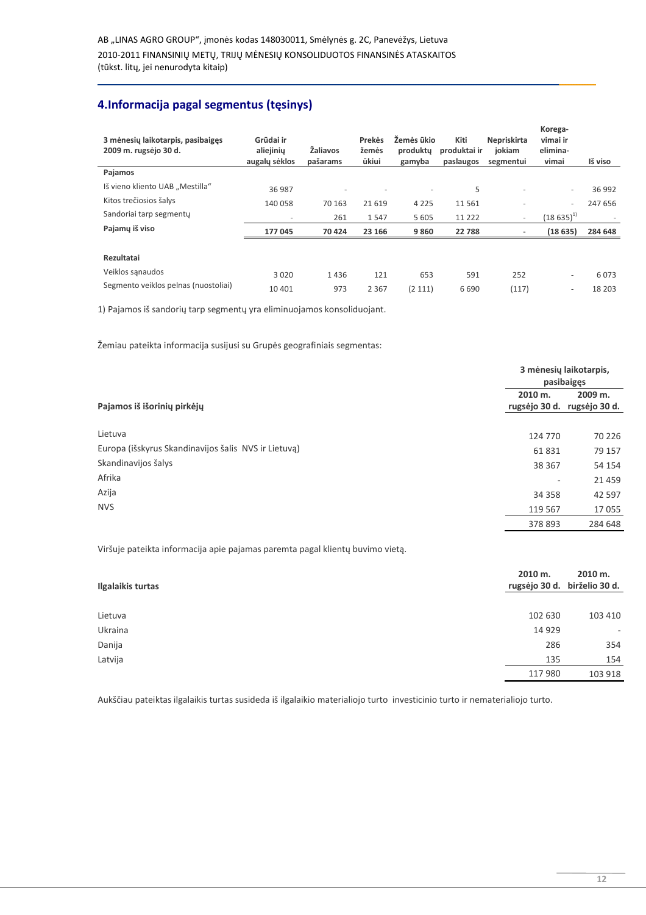## 4.Informacija pagal segmentus (tęsinys)

| 3 mėnesių laikotarpis, pasibaigęs 2009 m. rugsėjo 30 d. | Grūdai ir aliejinių augalų sėklos | Žaliavos pašarams | Prekės žemės ūkiui | Žemės ūkio produktų gamyba | Kiti produktai ir paslaugos | Nepriskirta jokiam segmentui | Korega-vimai ir elimina-vimai | Iš viso |
|---|---|---|---|---|---|---|---|---|
| **Pajamos** | | | | | | | | |
| Iš vieno kliento UAB „Mestilla" | 36 987 | - | - | - | 5 | - | - | 36 992 |
| Kitos trečiosios šalys | 140 058 | 70 163 | 21 619 | 4 225 | 11 561 | - | - | 247 656 |
| Sandoriai tarp segmentų | - | 261 | 1 547 | 5 605 | 11 222 | - | (18 635)[1] | - |
| **Pajamų iš viso** | **177 045** | **70 424** | **23 166** | **9 860** | **22 788** | **-** | **(18 635)** | **284 648** |
| | | | | | | | | |
| **Rezultatai** | | | | | | | | |
| Veiklos sąnaudos | 3 020 | 1 436 | 121 | 653 | 591 | 252 | - | 6 073 |
| Segmento veiklos pelnas (nuostoliai) | 10 401 | 973 | 2 367 | (2 111) | 6 690 | (117) | - | 18 203 |

1) Pajamos iš sandorių tarp segmentų yra eliminuojamos konsoliduojant.

Žemiau pateikta informacija susijusi su Grupės geografiniais segmentas:

| Pajamos iš išorinių pirkėjų | 3 mėnesių laikotarpis, pasibaigęs 2010 m. rugsėjo 30 d. | 2009 m. rugsėjo 30 d. |
|---|---|---|
| Lietuva | 124 770 | 70 226 |
| Europa (išskyrus Skandinavijos šalis NVS ir Lietuvą) | 61 831 | 79 157 |
| Skandinavijos šalys | 38 367 | 54 154 |
| Afrika | - | 21 459 |
| Azija | 34 358 | 42 597 |
| NVS | 119 567 | 17 055 |
| | 378 893 | 284 648 |

Viršuje pateikta informacija apie pajamas paremta pagal klientų buvimo vietą.

| Ilgalaikis turtas | 2010 m. rugsėjo 30 d. | 2010 m. birželio 30 d. |
|---|---|---|
| Lietuva | 102 630 | 103 410 |
| Ukraina | 14 929 | - |
| Danija | 286 | 354 |
| Latvija | 135 | 154 |
| | 117 980 | 103 918 |

Aukščiau pateiktas ilgalaikis turtas susideda iš ilgalaikio materialiojo turto investicinio turto ir nematerialiojo turto.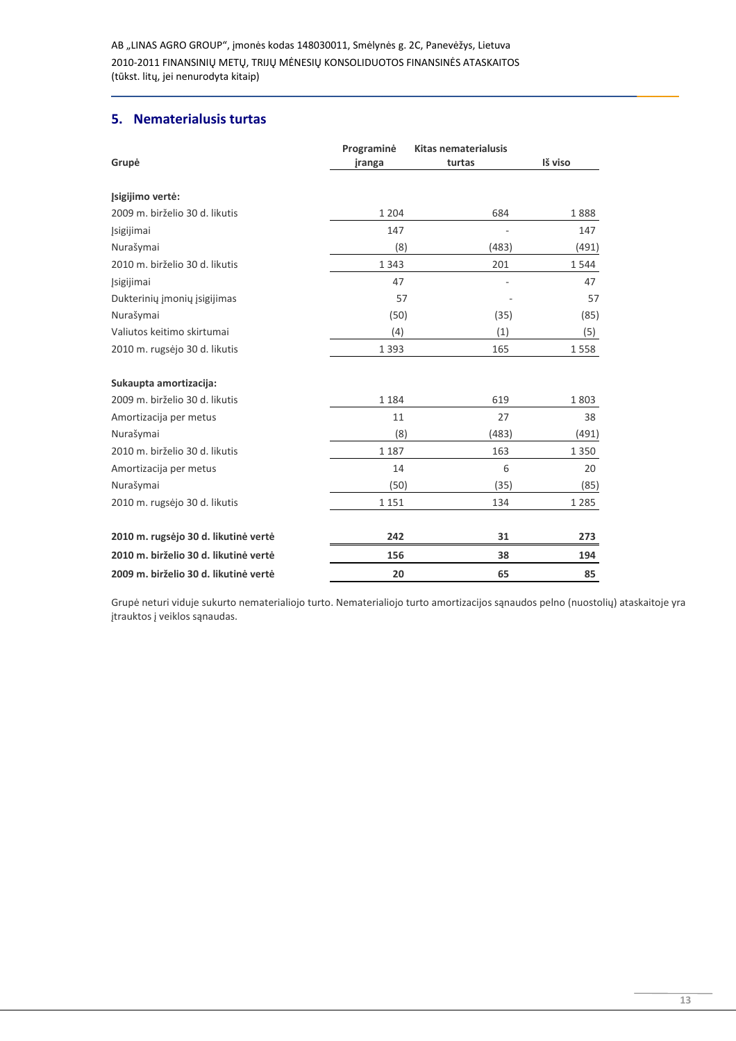## 5. Nematerialusis turtas

| Grupė | Programinė įranga | Kitas nematerialusis turtas | Iš viso |
|---|---|---|---|
| **Įsigijimo vertė:** | | | |
| 2009 m. birželio 30 d. likutis | 1 204 | 684 | 1 888 |
| Įsigijimai | 147 | - | 147 |
| Nurašymai | (8) | (483) | (491) |
| 2010 m. birželio 30 d. likutis | 1 343 | 201 | 1 544 |
| Įsigijimai | 47 | - | 47 |
| Dukterinių įmonių įsigijimas | 57 | - | 57 |
| Nurašymai | (50) | (35) | (85) |
| Valiutos keitimo skirtumai | (4) | (1) | (5) |
| 2010 m. rugsėjo 30 d. likutis | 1 393 | 165 | 1 558 |
| **Sukaupta amortizacija:** | | | |
| 2009 m. birželio 30 d. likutis | 1 184 | 619 | 1 803 |
| Amortizacija per metus | 11 | 27 | 38 |
| Nurašymai | (8) | (483) | (491) |
| 2010 m. birželio 30 d. likutis | 1 187 | 163 | 1 350 |
| Amortizacija per metus | 14 | 6 | 20 |
| Nurašymai | (50) | (35) | (85) |
| 2010 m. rugsėjo 30 d. likutis | 1 151 | 134 | 1 285 |
| **2010 m. rugsėjo 30 d. likutinė vertė** | **242** | **31** | **273** |
| **2010 m. birželio 30 d. likutinė vertė** | **156** | **38** | **194** |
| **2009 m. birželio 30 d. likutinė vertė** | **20** | **65** | **85** |

Grupė neturi viduje sukurto nematerialiojo turto. Nematerialiojo turto amortizacijos sąnaudos pelno (nuostolių) ataskaitoje yra įtrauktos į veiklos sąnaudas.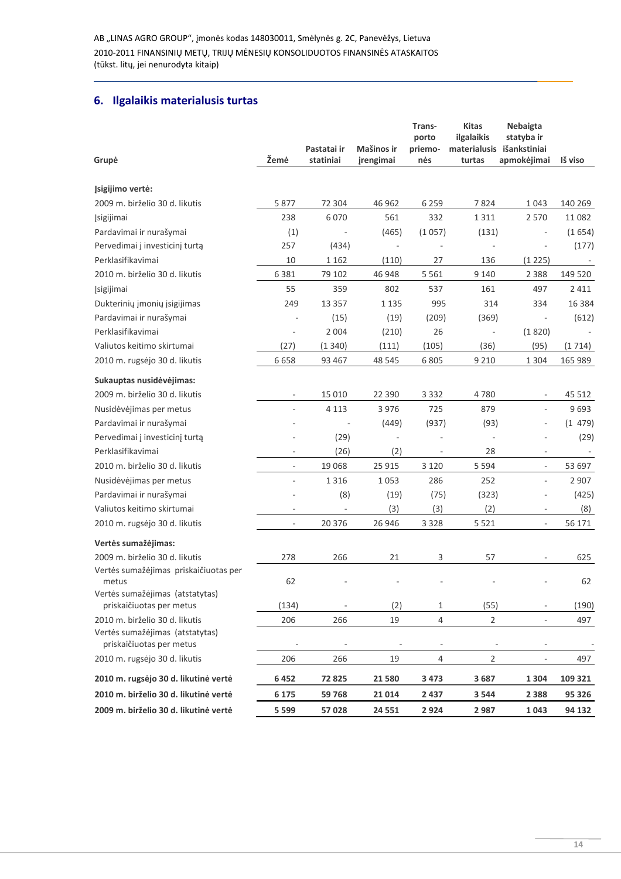## 6. Ilgalaikis materialusis turtas

| Grupė | Žemė | Pastatai ir statiniai | Mašinos ir įrengimai | Trans-porto priemo-nės | Kitas ilgalaikis materialusis turtas | Nebaigta statyba ir išankstiniai apmokėjimai | Iš viso |
|---|---|---|---|---|---|---|---|
| **Įsigijimo vertė:** | | | | | | | |
| 2009 m. birželio 30 d. likutis | 5 877 | 72 304 | 46 962 | 6 259 | 7 824 | 1 043 | 140 269 |
| Įsigijimai | 238 | 6 070 | 561 | 332 | 1 311 | 2 570 | 11 082 |
| Pardavimai ir nurašymai | (1) | - | (465) | (1 057) | (131) | - | (1 654) |
| Pervedimai į investicinį turtą | 257 | (434) | - | - | - | - | (177) |
| Perklasifikavimai | 10 | 1 162 | (110) | 27 | 136 | (1 225) | - |
| 2010 m. birželio 30 d. likutis | 6 381 | 79 102 | 46 948 | 5 561 | 9 140 | 2 388 | 149 520 |
| Įsigijimai | 55 | 359 | 802 | 537 | 161 | 497 | 2 411 |
| Dukterinių įmonių įsigijimas | 249 | 13 357 | 1 135 | 995 | 314 | 334 | 16 384 |
| Pardavimai ir nurašymai | - | (15) | (19) | (209) | (369) | - | (612) |
| Perklasifikavimai | - | 2 004 | (210) | 26 | - | (1 820) | - |
| Valiutos keitimo skirtumai | (27) | (1 340) | (111) | (105) | (36) | (95) | (1 714) |
| 2010 m. rugsėjo 30 d. likutis | 6 658 | 93 467 | 48 545 | 6 805 | 9 210 | 1 304 | 165 989 |
| **Sukauptas nusidėvėjimas:** | | | | | | | |
| 2009 m. birželio 30 d. likutis | - | 15 010 | 22 390 | 3 332 | 4 780 | - | 45 512 |
| Nusidėvėjimas per metus | - | 4 113 | 3 976 | 725 | 879 | - | 9 693 |
| Pardavimai ir nurašymai | - | - | (449) | (937) | (93) | - | (1 479) |
| Pervedimai į investicinį turtą | - | (29) | - | - | - | - | (29) |
| Perklasifikavimai | - | (26) | (2) | - | 28 | - | - |
| 2010 m. birželio 30 d. likutis | - | 19 068 | 25 915 | 3 120 | 5 594 | - | 53 697 |
| Nusidėvėjimas per metus | - | 1 316 | 1 053 | 286 | 252 | - | 2 907 |
| Pardavimai ir nurašymai | - | (8) | (19) | (75) | (323) | - | (425) |
| Valiutos keitimo skirtumai | - | - | (3) | (3) | (2) | - | (8) |
| 2010 m. rugsėjo 30 d. likutis | - | 20 376 | 26 946 | 3 328 | 5 521 | - | 56 171 |
| **Vertės sumažėjimas:** | | | | | | | |
| 2009 m. birželio 30 d. likutis | 278 | 266 | 21 | 3 | 57 | - | 625 |
| Vertės sumažėjimas priskaičiuotas per metus | 62 | - | - | - | - | - | 62 |
| Vertės sumažėjimas (atstatytas) priskaičiuotas per metus | (134) | - | (2) | 1 | (55) | - | (190) |
| 2010 m. birželio 30 d. likutis | 206 | 266 | 19 | 4 | 2 | - | 497 |
| Vertės sumažėjimas (atstatytas) priskaičiuotas per metus | - | - | - | - | - | - | - |
| 2010 m. rugsėjo 30 d. likutis | 206 | 266 | 19 | 4 | 2 | - | 497 |
| **2010 m. rugsėjo 30 d. likutinė vertė** | **6 452** | **72 825** | **21 580** | **3 473** | **3 687** | **1 304** | **109 321** |
| **2010 m. birželio 30 d. likutinė vertė** | **6 175** | **59 768** | **21 014** | **2 437** | **3 544** | **2 388** | **95 326** |
| **2009 m. birželio 30 d. likutinė vertė** | **5 599** | **57 028** | **24 551** | **2 924** | **2 987** | **1 043** | **94 132** |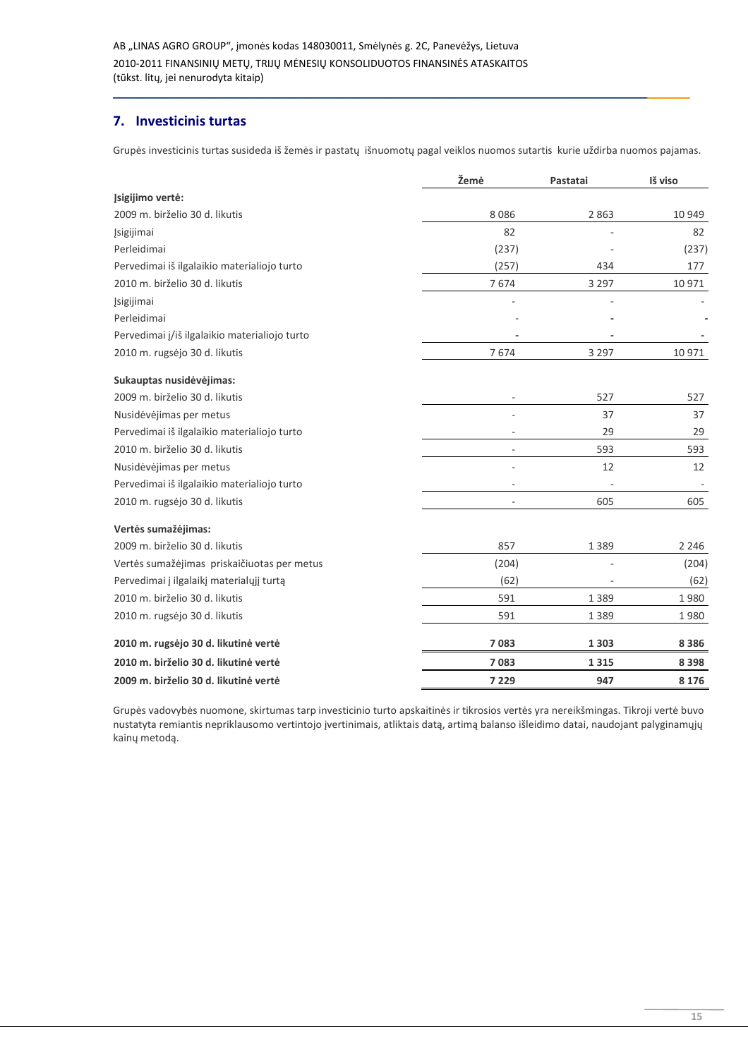## 7. Investicinis turtas

Grupės investicinis turtas susideda iš žemės ir pastatų išnuomotų pagal veiklos nuomos sutartis kurie uždirba nuomos pajamas.

| | Žemė | Pastatai | Iš viso |
|---|---|---|---|
| **Įsigijimo vertė:** | | | |
| 2009 m. birželio 30 d. likutis | 8 086 | 2 863 | 10 949 |
| Įsigijimai | 82 | - | 82 |
| Perleidimai | (237) | - | (237) |
| Pervedimai iš ilgalaikio materialiojo turto | (257) | 434 | 177 |
| 2010 m. birželio 30 d. likutis | 7 674 | 3 297 | 10 971 |
| Įsigijimai | - | - | - |
| Perleidimai | - | - | - |
| Pervedimai į/iš ilgalaikio materialiojo turto | - | - | - |
| 2010 m. rugsėjo 30 d. likutis | 7 674 | 3 297 | 10 971 |
| **Sukauptas nusidėvėjimas:** | | | |
| 2009 m. birželio 30 d. likutis | - | 527 | 527 |
| Nusidėvėjimas per metus | - | 37 | 37 |
| Pervedimai iš ilgalaikio materialiojo turto | - | 29 | 29 |
| 2010 m. birželio 30 d. likutis | - | 593 | 593 |
| Nusidėvėjimas per metus | - | 12 | 12 |
| Pervedimai iš ilgalaikio materialiojo turto | - | - | - |
| 2010 m. rugsėjo 30 d. likutis | - | 605 | 605 |
| **Vertės sumažėjimas:** | | | |
| 2009 m. birželio 30 d. likutis | 857 | 1 389 | 2 246 |
| Vertės sumažėjimas priskaičiuotas per metus | (204) | - | (204) |
| Pervedimai į ilgalaikį materialųjį turtą | (62) | - | (62) |
| 2010 m. birželio 30 d. likutis | 591 | 1 389 | 1 980 |
| 2010 m. rugsėjo 30 d. likutis | 591 | 1 389 | 1 980 |
| **2010 m. rugsėjo 30 d. likutinė vertė** | **7 083** | **1 303** | **8 386** |
| **2010 m. birželio 30 d. likutinė vertė** | **7 083** | **1 315** | **8 398** |
| **2009 m. birželio 30 d. likutinė vertė** | **7 229** | **947** | **8 176** |

Grupės vadovybės nuomone, skirtumas tarp investicinio turto apskaitinės ir tikrosios vertės yra nereikšmingas. Tikroji vertė buvo nustatyta remiantis nepriklausomo vertintojo įvertinimais, atliktais datą, artimą balanso išleidimo datai, naudojant palyginamųjų kainų metodą.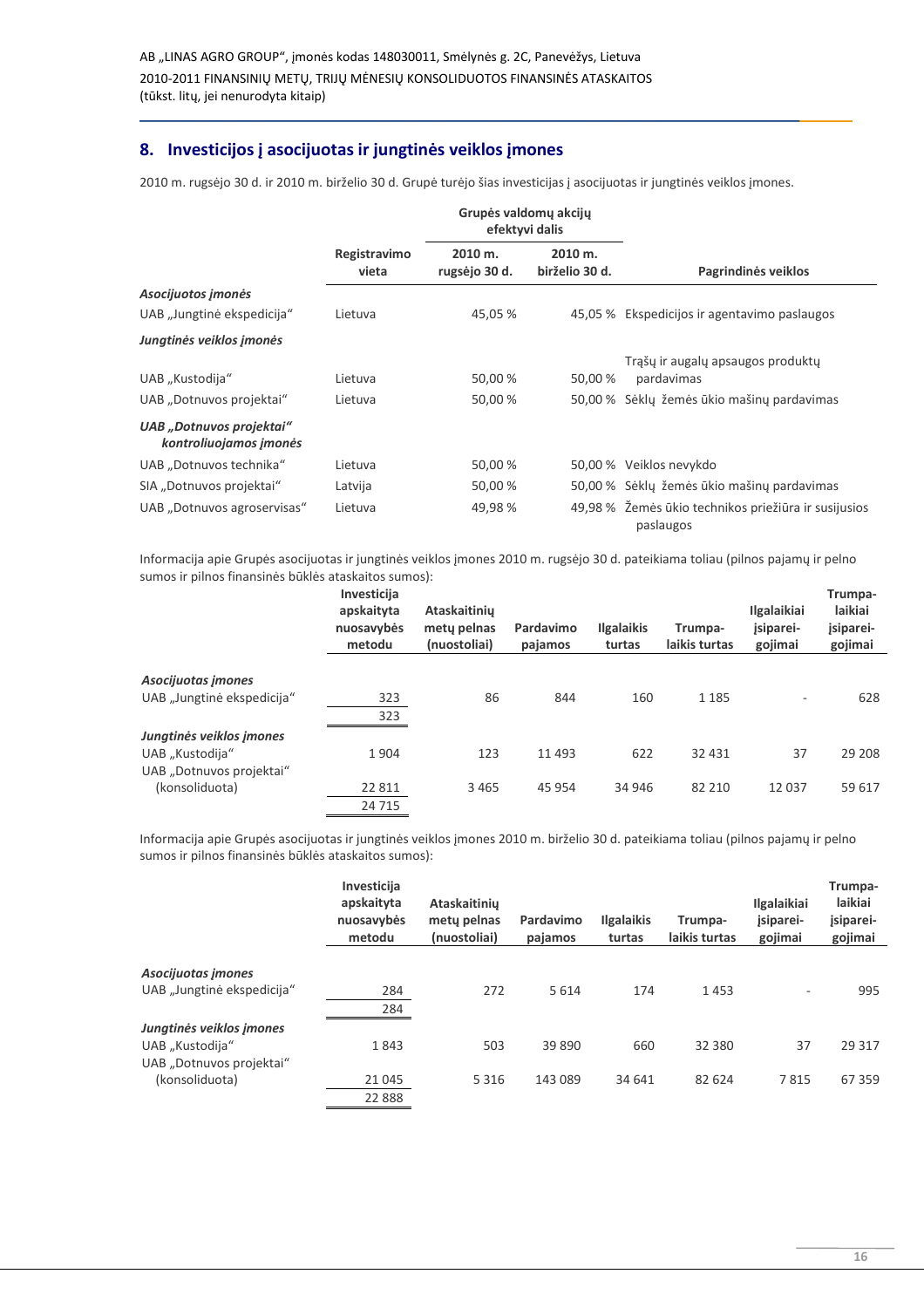## 8. Investicijos į asocijuotas ir jungtinės veiklos įmones

2010 m. rugsėjo 30 d. ir 2010 m. birželio 30 d. Grupė turėjo šias investicijas į asocijuotas ir jungtinės veiklos įmones.

| | Registravimo vieta | Grupės valdomų akcijų efektyvi dalis 2010 m. rugsėjo 30 d. | Grupės valdomų akcijų efektyvi dalis 2010 m. birželio 30 d. | Pagrindinės veiklos |
|---|---|---|---|---|
| ***Asocijuotos įmonės*** | | | | |
| UAB „Jungtinė ekspedicija“ | Lietuva | 45,05 % | 45,05 % | Ekspedicijos ir agentavimo paslaugos |
| ***Jungtinės veiklos įmonės*** | | | | |
| UAB „Kustodija“ | Lietuva | 50,00 % | 50,00 % | Trąšų ir augalų apsaugos produktų pardavimas |
| UAB „Dotnuvos projektai“ | Lietuva | 50,00 % | 50,00 % | Sėklų žemės ūkio mašinų pardavimas |
| ***UAB „Dotnuvos projektai“ kontroliuojamos įmonės*** | | | | |
| UAB „Dotnuvos technika“ | Lietuva | 50,00 % | 50,00 % | Veiklos nevykdo |
| SIA „Dotnuvos projektai“ | Latvija | 50,00 % | 50,00 % | Sėklų žemės ūkio mašinų pardavimas |
| UAB „Dotnuvos agroservisas“ | Lietuva | 49,98 % | 49,98 % | Žemės ūkio technikos priežiūra ir susijusios paslaugos |

Informacija apie Grupės asocijuotas ir jungtinės veiklos įmones 2010 m. rugsėjo 30 d. pateikiama toliau (pilnos pajamų ir pelno sumos ir pilnos finansinės būklės ataskaitos sumos):

| | Investicija apskaityta nuosavybės metodu | Ataskaitinių metų pelnas (nuostoliai) | Pardavimo pajamos | Ilgalaikis turtas | Trumpalaikis turtas | Ilgalaikiai įsipareigojimai | Trumpalaikiai įsipareigojimai |
|---|---|---|---|---|---|---|---|
| ***Asocijuotas įmones*** | | | | | | | |
| UAB „Jungtinė ekspedicija“ | 323 | 86 | 844 | 160 | 1 185 | - | 628 |
| | 323 | | | | | | |
| ***Jungtinės veiklos įmones*** | | | | | | | |
| UAB „Kustodija“ | 1 904 | 123 | 11 493 | 622 | 32 431 | 37 | 29 208 |
| UAB „Dotnuvos projektai“ (konsoliduota) | 22 811 | 3 465 | 45 954 | 34 946 | 82 210 | 12 037 | 59 617 |
| | 24 715 | | | | | | |

Informacija apie Grupės asocijuotas ir jungtinės veiklos įmones 2010 m. birželio 30 d. pateikiama toliau (pilnos pajamų ir pelno sumos ir pilnos finansinės būklės ataskaitos sumos):

| | Investicija apskaityta nuosavybės metodu | Ataskaitinių metų pelnas (nuostoliai) | Pardavimo pajamos | Ilgalaikis turtas | Trumpalaikis turtas | Ilgalaikiai įsipareigojimai | Trumpalaikiai įsipareigojimai |
|---|---|---|---|---|---|---|---|
| ***Asocijuotas įmones*** | | | | | | | |
| UAB „Jungtinė ekspedicija“ | 284 | 272 | 5 614 | 174 | 1 453 | - | 995 |
| | 284 | | | | | | |
| ***Jungtinės veiklos įmones*** | | | | | | | |
| UAB „Kustodija“ | 1 843 | 503 | 39 890 | 660 | 32 380 | 37 | 29 317 |
| UAB „Dotnuvos projektai“ (konsoliduota) | 21 045 | 5 316 | 143 089 | 34 641 | 82 624 | 7 815 | 67 359 |
| | 22 888 | | | | | | |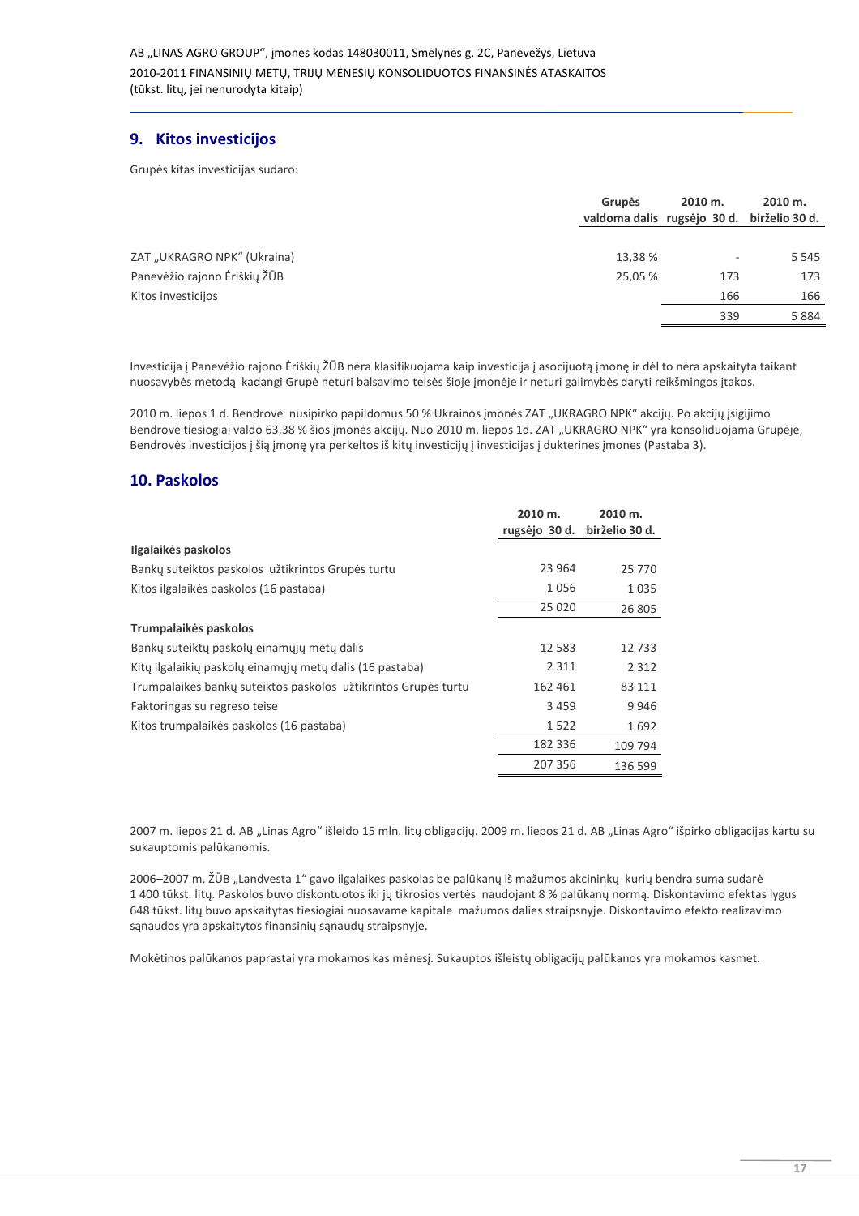## 9. Kitos investicijos

Grupės kitas investicijas sudaro:

| | Grupės valdoma dalis | 2010 m. rugsėjo 30 d. | 2010 m. birželio 30 d. |
|---|---|---|---|
| ZAT „UKRAGRO NPK" (Ukraina) | 13,38 % | - | 5 545 |
| Panevėžio rajono Ėriškių ŽŪB | 25,05 % | 173 | 173 |
| Kitos investicijos | | 166 | 166 |
| | | 339 | 5 884 |

Investicija į Panevėžio rajono Ėriškių ŽŪB nėra klasifikuojama kaip investicija į asocijuotą įmonę ir dėl to nėra apskaityta taikant nuosavybės metodą kadangi Grupė neturi balsavimo teisės šioje įmonėje ir neturi galimybės daryti reikšmingos įtakos.

2010 m. liepos 1 d. Bendrovė nusipirko papildomus 50 % Ukrainos įmonės ZAT „UKRAGRO NPK" akcijų. Po akcijų įsigijimo Bendrovė tiesiogiai valdo 63,38 % šios įmonės akcijų. Nuo 2010 m. liepos 1d. ZAT „UKRAGRO NPK" yra konsoliduojama Grupėje, Bendrovės investicijos į šią įmonę yra perkeltos iš kitų investicijų į investicijas į dukterines įmones (Pastaba 3).

## 10. Paskolos

| | 2010 m. rugsėjo 30 d. | 2010 m. birželio 30 d. |
|---|---|---|
| **Ilgalaikės paskolos** | | |
| Bankų suteiktos paskolos užtikrintos Grupės turtu | 23 964 | 25 770 |
| Kitos ilgalaikės paskolos (16 pastaba) | 1 056 | 1 035 |
| | 25 020 | 26 805 |
| **Trumpalaikės paskolos** | | |
| Bankų suteiktų paskolų einamųjų metų dalis | 12 583 | 12 733 |
| Kitų ilgalaikių paskolų einamųjų metų dalis (16 pastaba) | 2 311 | 2 312 |
| Trumpalaikės bankų suteiktos paskolos užtikrintos Grupės turtu | 162 461 | 83 111 |
| Faktoringas su regreso teise | 3 459 | 9 946 |
| Kitos trumpalaikės paskolos (16 pastaba) | 1 522 | 1 692 |
| | 182 336 | 109 794 |
| | 207 356 | 136 599 |

2007 m. liepos 21 d. AB „Linas Agro" išleido 15 mln. litų obligacijų. 2009 m. liepos 21 d. AB „Linas Agro" išpirko obligacijas kartu su sukauptomis palūkanomis.

2006–2007 m. ŽŪB „Landvesta 1" gavo ilgalaikes paskolas be palūkanų iš mažumos akcininkų kurių bendra suma sudarė 1 400 tūkst. litų. Paskolos buvo diskontuotos iki jų tikrosios vertės naudojant 8 % palūkanų normą. Diskontavimo efektas lygus 648 tūkst. litų buvo apskaitytas tiesiogiai nuosavame kapitale mažumos dalies straipsnyje. Diskontavimo efekto realizavimo sąnaudos yra apskaitytos finansinių sąnaudų straipsnyje.

Mokėtinos palūkanos paprastai yra mokamos kas mėnesį. Sukauptos išleistų obligacijų palūkanos yra mokamos kasmet.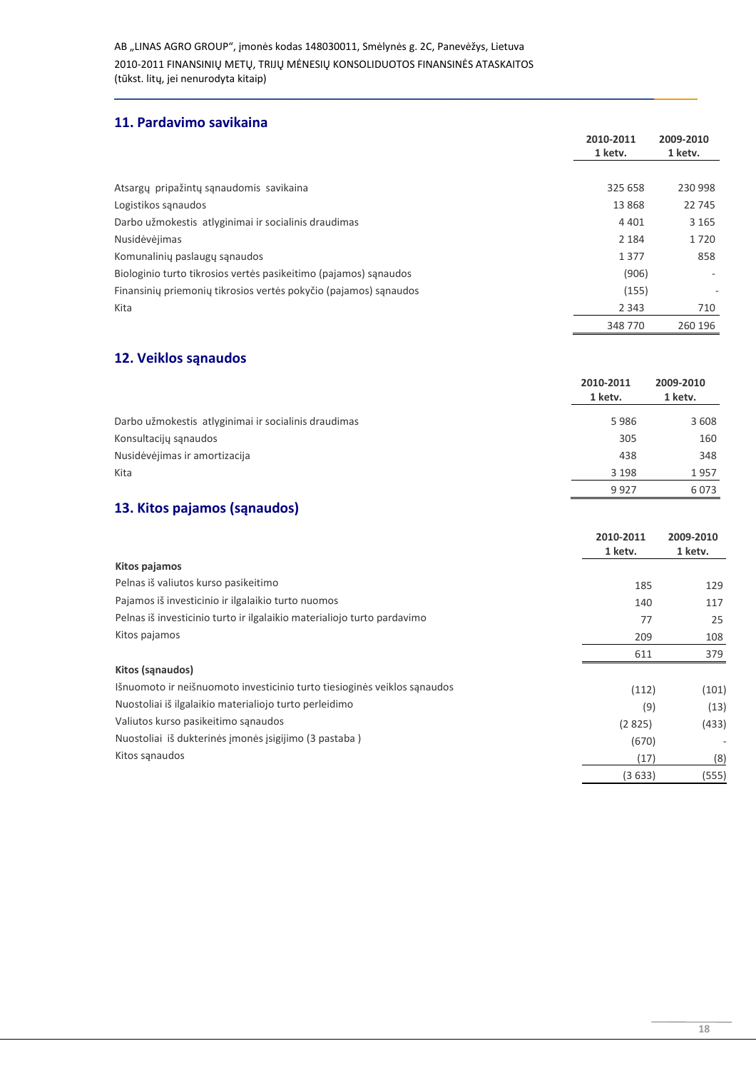## 11. Pardavimo savikaina

| | 2010-2011 1 ketv. | 2009-2010 1 ketv. |
|---|---|---|
| Atsargų pripažintų sąnaudomis savikaina | 325 658 | 230 998 |
| Logistikos sąnaudos | 13 868 | 22 745 |
| Darbo užmokestis atlyginimai ir socialinis draudimas | 4 401 | 3 165 |
| Nusidėvėjimas | 2 184 | 1 720 |
| Komunalinių paslaugų sąnaudos | 1 377 | 858 |
| Biologinio turto tikrosios vertės pasikeitimo (pajamos) sąnaudos | (906) | - |
| Finansinių priemonių tikrosios vertės pokyčio (pajamos) sąnaudos | (155) | - |
| Kita | 2 343 | 710 |
| | 348 770 | 260 196 |

## 12. Veiklos sąnaudos

| | 2010-2011 1 ketv. | 2009-2010 1 ketv. |
|---|---|---|
| Darbo užmokestis atlyginimai ir socialinis draudimas | 5 986 | 3 608 |
| Konsultacijų sąnaudos | 305 | 160 |
| Nusidėvėjimas ir amortizacija | 438 | 348 |
| Kita | 3 198 | 1 957 |
| | 9 927 | 6 073 |

## 13. Kitos pajamos (sąnaudos)

| | 2010-2011 1 ketv. | 2009-2010 1 ketv. |
|---|---|---|
| **Kitos pajamos** | | |
| Pelnas iš valiutos kurso pasikeitimo | 185 | 129 |
| Pajamos iš investicinio ir ilgalaikio turto nuomos | 140 | 117 |
| Pelnas iš investicinio turto ir ilgalaikio materialiojo turto pardavimo | 77 | 25 |
| Kitos pajamos | 209 | 108 |
| | 611 | 379 |
| **Kitos (sąnaudos)** | | |
| Išnuomoto ir neišnuomoto investicinio turto tiesioginės veiklos sąnaudos | (112) | (101) |
| Nuostoliai iš ilgalaikio materialiojo turto perleidimo | (9) | (13) |
| Valiutos kurso pasikeitimo sąnaudos | (2 825) | (433) |
| Nuostoliai iš dukterinės įmonės įsigijimo (3 pastaba ) | (670) | - |
| Kitos sąnaudos | (17) | (8) |
| | (3 633) | (555) |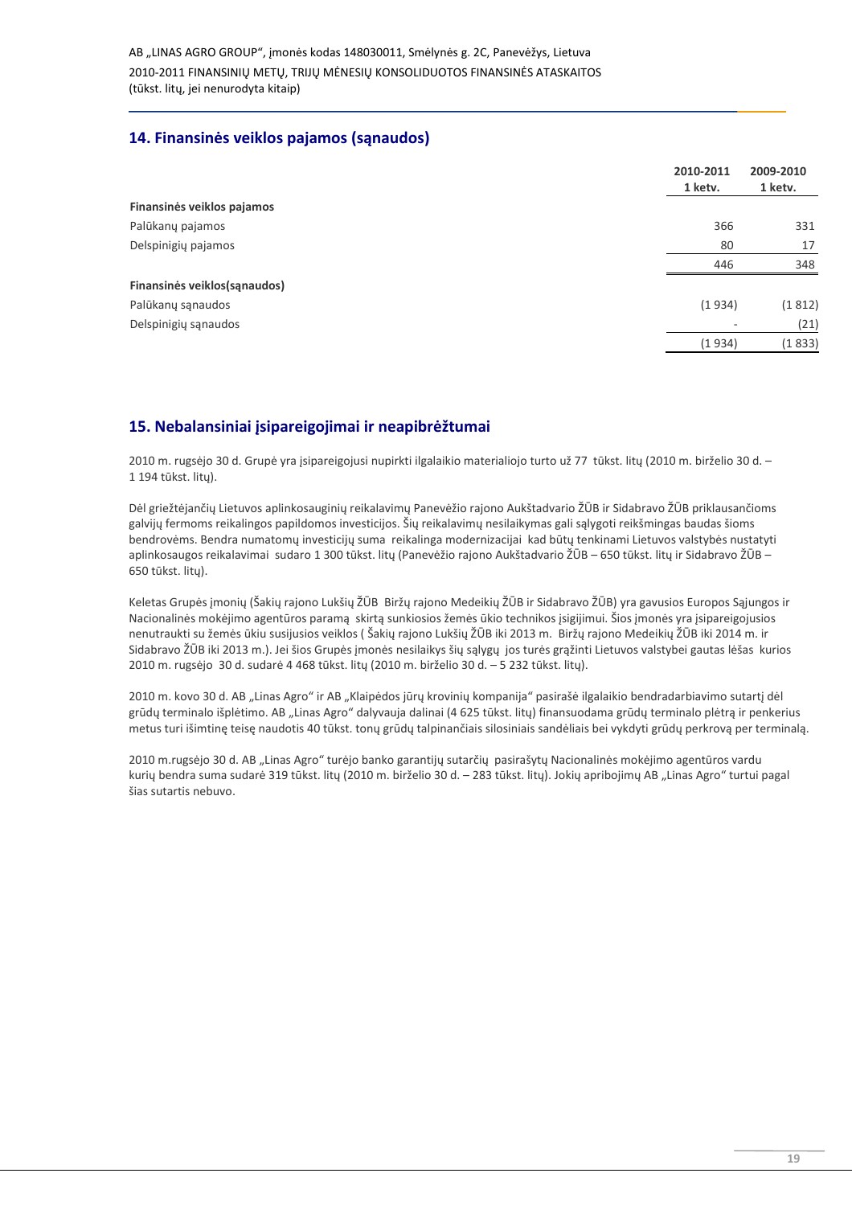## 14. Finansinės veiklos pajamos (sąnaudos)

| | 2010-2011 1 ketv. | 2009-2010 1 ketv. |
|---|---|---|
| **Finansinės veiklos pajamos** | | |
| Palūkanų pajamos | 366 | 331 |
| Delspinigių pajamos | 80 | 17 |
| | 446 | 348 |
| **Finansinės veiklos(sąnaudos)** | | |
| Palūkanų sąnaudos | (1 934) | (1 812) |
| Delspinigių sąnaudos | - | (21) |
| | (1 934) | (1 833) |

## 15. Nebalansiniai įsipareigojimai ir neapibrėžtumai

2010 m. rugsėjo 30 d. Grupė yra įsipareigojusi nupirkti ilgalaikio materialiojo turto už 77 tūkst. litų (2010 m. birželio 30 d. – 1 194 tūkst. litų).

Dėl griežtėjančių Lietuvos aplinkosauginių reikalavimų Panevėžio rajono Aukštadvario ŽŪB ir Sidabravo ŽŪB priklausančioms galvijų fermoms reikalingos papildomos investicijos. Šių reikalavimų nesilaikymas gali sąlygoti reikšmingas baudas šioms bendrovėms. Bendra numatomų investicijų suma reikalinga modernizacijai kad būtų tenkinami Lietuvos valstybės nustatyti aplinkosaugos reikalavimai sudaro 1 300 tūkst. litų (Panevėžio rajono Aukštadvario ŽŪB – 650 tūkst. litų ir Sidabravo ŽŪB – 650 tūkst. litų).

Keletas Grupės įmonių (Šakių rajono Lukšių ŽŪB Biržų rajono Medeikių ŽŪB ir Sidabravo ŽŪB) yra gavusios Europos Sąjungos ir Nacionalinės mokėjimo agentūros paramą skirtą sunkiosios žemės ūkio technikos įsigijimui. Šios įmonės yra įsipareigojusios nenutraukti su žemės ūkiu susijusios veiklos ( Šakių rajono Lukšių ŽŪB iki 2013 m. Biržų rajono Medeikių ŽŪB iki 2014 m. ir Sidabravo ŽŪB iki 2013 m.). Jei šios Grupės įmonės nesilaikys šių sąlygų jos turės grąžinti Lietuvos valstybei gautas lėšas kurios 2010 m. rugsėjo 30 d. sudarė 4 468 tūkst. litų (2010 m. birželio 30 d. – 5 232 tūkst. litų).

2010 m. kovo 30 d. AB „Linas Agro" ir AB „Klaipėdos jūrų krovinių kompanija" pasirašė ilgalaikio bendradarbiavimo sutartį dėl grūdų terminalo išplėtimo. AB „Linas Agro" dalyvauja dalinai (4 625 tūkst. litų) finansuodama grūdų terminalo plėtrą ir penkerius metus turi išimtinę teisę naudotis 40 tūkst. tonų grūdų talpinančiais silosiniais sandėliais bei vykdyti grūdų perkrovą per terminalą.

2010 m.rugsėjo 30 d. AB „Linas Agro" turėjo banko garantijų sutarčių pasirašytų Nacionalinės mokėjimo agentūros vardu kurių bendra suma sudarė 319 tūkst. litų (2010 m. birželio 30 d. – 283 tūkst. litų). Jokių apribojimų AB „Linas Agro" turtui pagal šias sutartis nebuvo.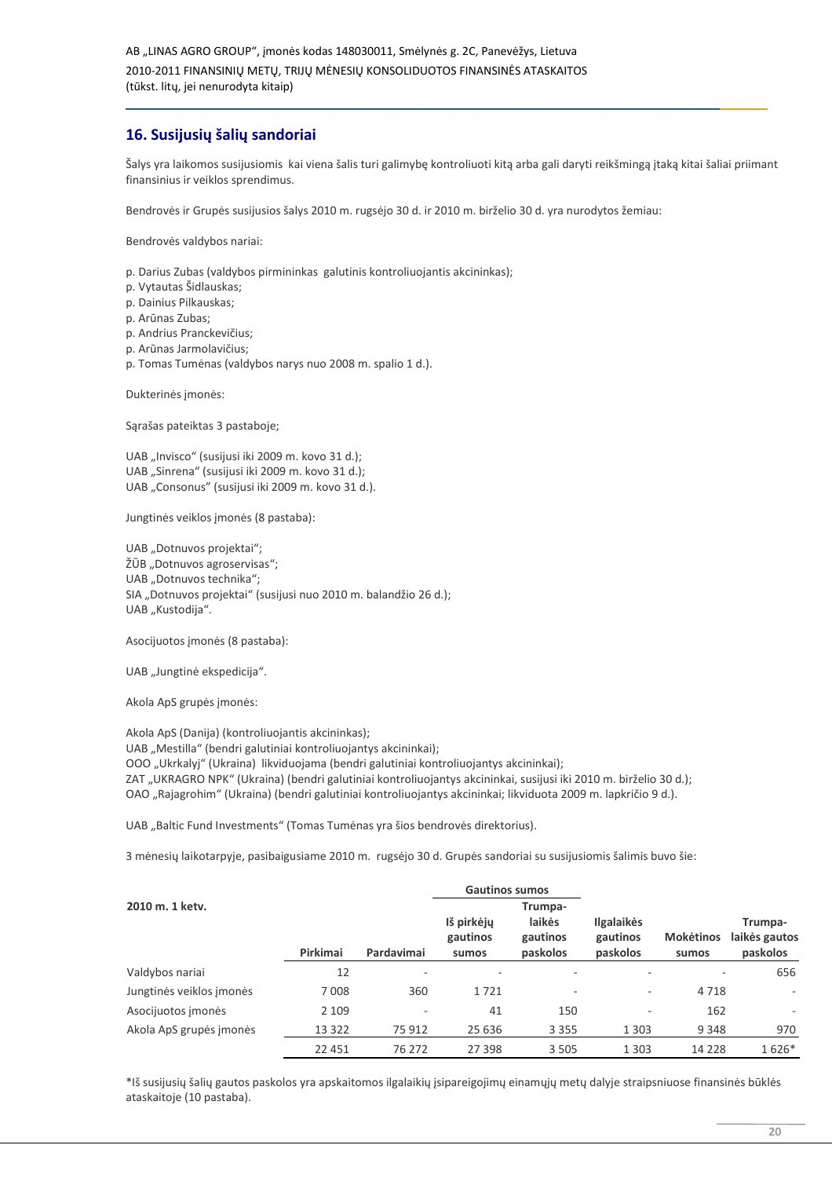## 16. Susijusių šalių sandoriai

Šalys yra laikomos susijusiomis kai viena šalis turi galimybę kontroliuoti kitą arba gali daryti reikšmingą įtaką kitai šaliai priimant finansinius ir veiklos sprendimus.

Bendrovės ir Grupės susijusios šalys 2010 m. rugsėjo 30 d. ir 2010 m. birželio 30 d. yra nurodytos žemiau:

Bendrovės valdybos nariai:

p. Darius Zubas (valdybos pirmininkas galutinis kontroliuojantis akcininkas);
p. Vytautas Šidlauskas;
p. Dainius Pilkauskas;
p. Arūnas Zubas;
p. Andrius Pranckevičius;
p. Arūnas Jarmolavičius;
p. Tomas Tumėnas (valdybos narys nuo 2008 m. spalio 1 d.).

Dukterinės įmonės:

Sąrašas pateiktas 3 pastaboje;

UAB „Invisco“ (susijusi iki 2009 m. kovo 31 d.);
UAB „Sinrena“ (susijusi iki 2009 m. kovo 31 d.);
UAB „Consonus“ (susijusi iki 2009 m. kovo 31 d.).

Jungtinės veiklos įmonės (8 pastaba):

UAB „Dotnuvos projektai“;
ŽŪB „Dotnuvos agroservisas“;
UAB „Dotnuvos technika“;
SIA „Dotnuvos projektai“ (susijusi nuo 2010 m. balandžio 26 d.);
UAB „Kustodija“.

Asocijuotos įmonės (8 pastaba):

UAB „Jungtinė ekspedicija“.

Akola ApS grupės įmonės:

Akola ApS (Danija) (kontroliuojantis akcininkas);
UAB „Mestilla“ (bendri galutiniai kontroliuojantys akcininkai);
OOO „Ukrkalyj“ (Ukraina) likviduojama (bendri galutiniai kontroliuojantys akcininkai);
ZAT „UKRAGRO NPK“ (Ukraina) (bendri galutiniai kontroliuojantys akcininkai, susijusi iki 2010 m. birželio 30 d.);
OAO „Rajagrohim“ (Ukraina) (bendri galutiniai kontroliuojantys akcininkai; likviduota 2009 m. lapkričio 9 d.).

UAB „Baltic Fund Investments“ (Tomas Tumėnas yra šios bendrovės direktorius).

3 mėnesių laikotarpyje, pasibaigusiame 2010 m. rugsėjo 30 d. Grupės sandoriai su susijusiomis šalimis buvo šie:

| 2010 m. 1 ketv. | Pirkimai | Pardavimai | Gautinos sumos: Iš pirkėjų gautinos sumos | Gautinos sumos: Trumpalaikės gautinos paskolos | Ilgalaikės gautinos paskolos | Mokėtinos sumos | Trumpalaikės gautos paskolos |
|---|---|---|---|---|---|---|---|
| Valdybos nariai | 12 | - | - | - | - | - | 656 |
| Jungtinės veiklos įmonės | 7 008 | 360 | 1 721 | - | - | 4 718 | - |
| Asocijuotos įmonės | 2 109 | - | 41 | 150 | - | 162 | - |
| Akola ApS grupės įmonės | 13 322 | 75 912 | 25 636 | 3 355 | 1 303 | 9 348 | 970 |
| | 22 451 | 76 272 | 27 398 | 3 505 | 1 303 | 14 228 | 1 626* |

*Iš susijusių šalių gautos paskolos yra apskaitomos ilgalaikių įsipareigojimų einamųjų metų dalyje straipsniuose finansinės būklės ataskaitoje (10 pastaba).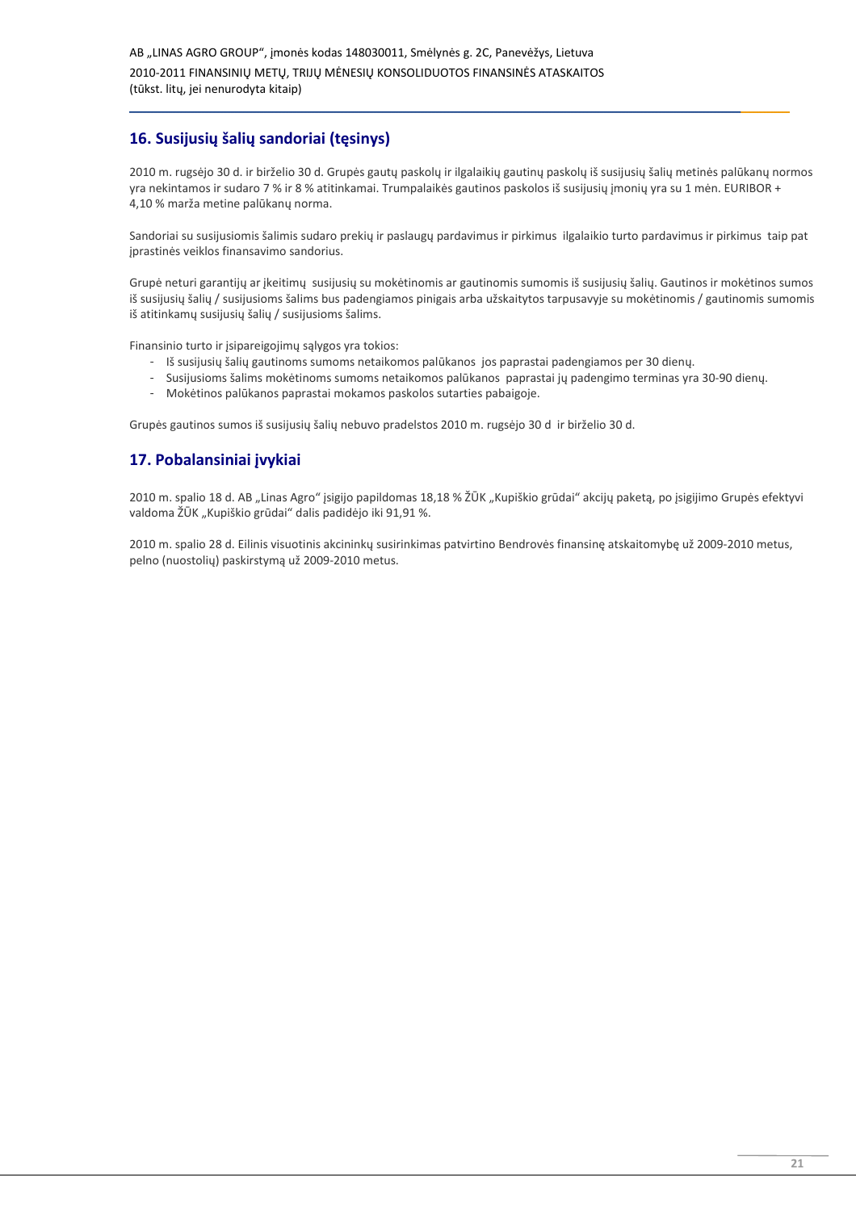## 16. Susijusių šalių sandoriai (tęsinys)

2010 m. rugsėjo 30 d. ir birželio 30 d. Grupės gautų paskolų ir ilgalaikių gautinų paskolų iš susijusių šalių metinės palūkanų normos yra nekintamos ir sudaro 7 % ir 8 % atitinkamai. Trumpalaikės gautinos paskolos iš susijusių įmonių yra su 1 mėn. EURIBOR + 4,10 % marža metine palūkanų norma.

Sandoriai su susijusiomis šalimis sudaro prekių ir paslaugų pardavimus ir pirkimus ilgalaikio turto pardavimus ir pirkimus taip pat įprastinės veiklos finansavimo sandorius.

Grupė neturi garantijų ar įkeitimų susijusių su mokėtinomis ar gautinomis sumomis iš susijusių šalių. Gautinos ir mokėtinos sumos iš susijusių šalių / susijusioms šalims bus padengiamos pinigais arba užskaitytos tarpusavyje su mokėtinomis / gautinomis sumomis iš atitinkamų susijusių šalių / susijusioms šalims.

Finansinio turto ir įsipareigojimų sąlygos yra tokios:

- Iš susijusių šalių gautinoms sumoms netaikomos palūkanos jos paprastai padengiamos per 30 dienų.
- Susijusioms šalims mokėtinoms sumoms netaikomos palūkanos paprastai jų padengimo terminas yra 30-90 dienų.
- Mokėtinos palūkanos paprastai mokamos paskolos sutarties pabaigoje.

Grupės gautinos sumos iš susijusių šalių nebuvo pradelstos 2010 m. rugsėjo 30 d ir birželio 30 d.

## 17. Pobalansiniai įvykiai

2010 m. spalio 18 d. AB „Linas Agro" įsigijo papildomas 18,18 % ŽŪK „Kupiškio grūdai" akcijų paketą, po įsigijimo Grupės efektyvi valdoma ŽŪK „Kupiškio grūdai" dalis padidėjo iki 91,91 %.

2010 m. spalio 28 d. Eilinis visuotinis akcininkų susirinkimas patvirtino Bendrovės finansinę atskaitomybę už 2009-2010 metus, pelno (nuostolių) paskirstymą už 2009-2010 metus.